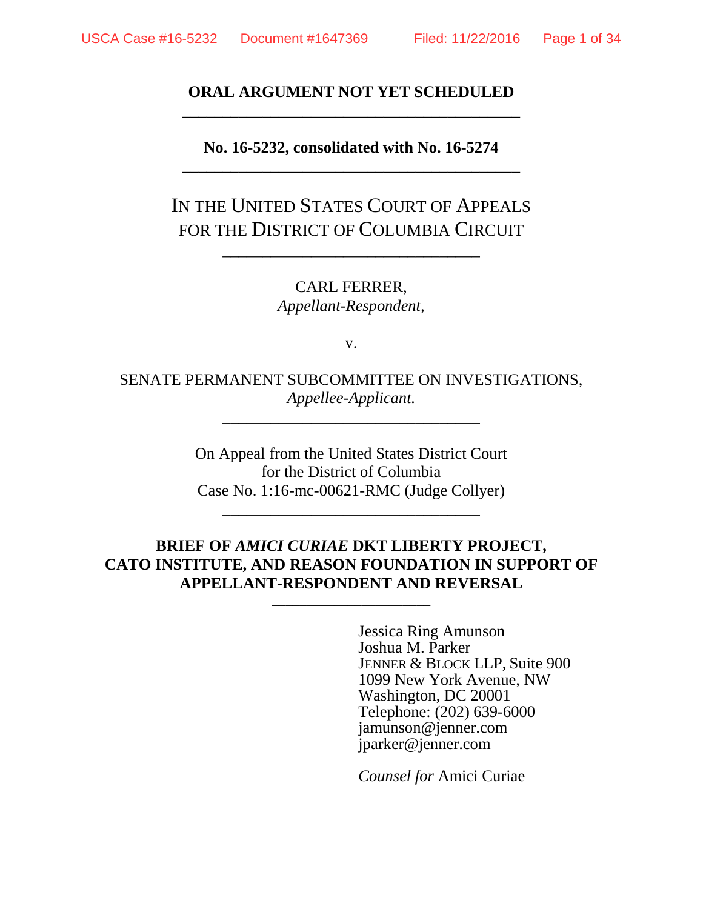**ORAL ARGUMENT NOT YET SCHEDULED**

**No. 16-5232, consolidated with No. 16-5274**

IN THE UNITED STATES COURT OF APPEALS
FOR THE DISTRICT OF COLUMBIA CIRCUIT

CARL FERRER,
*Appellant-Respondent,*

v.

SENATE PERMANENT SUBCOMMITTEE ON INVESTIGATIONS,
*Appellee-Applicant.*

On Appeal from the United States District Court
for the District of Columbia
Case No. 1:16-mc-00621-RMC (Judge Collyer)

**BRIEF OF *AMICI CURIAE* DKT LIBERTY PROJECT, CATO INSTITUTE, AND REASON FOUNDATION IN SUPPORT OF APPELLANT-RESPONDENT AND REVERSAL**

Jessica Ring Amunson
Joshua M. Parker
JENNER & BLOCK LLP, Suite 900
1099 New York Avenue, NW
Washington, DC 20001
Telephone: (202) 639-6000
jamunson@jenner.com
jparker@jenner.com

*Counsel for* Amici Curiae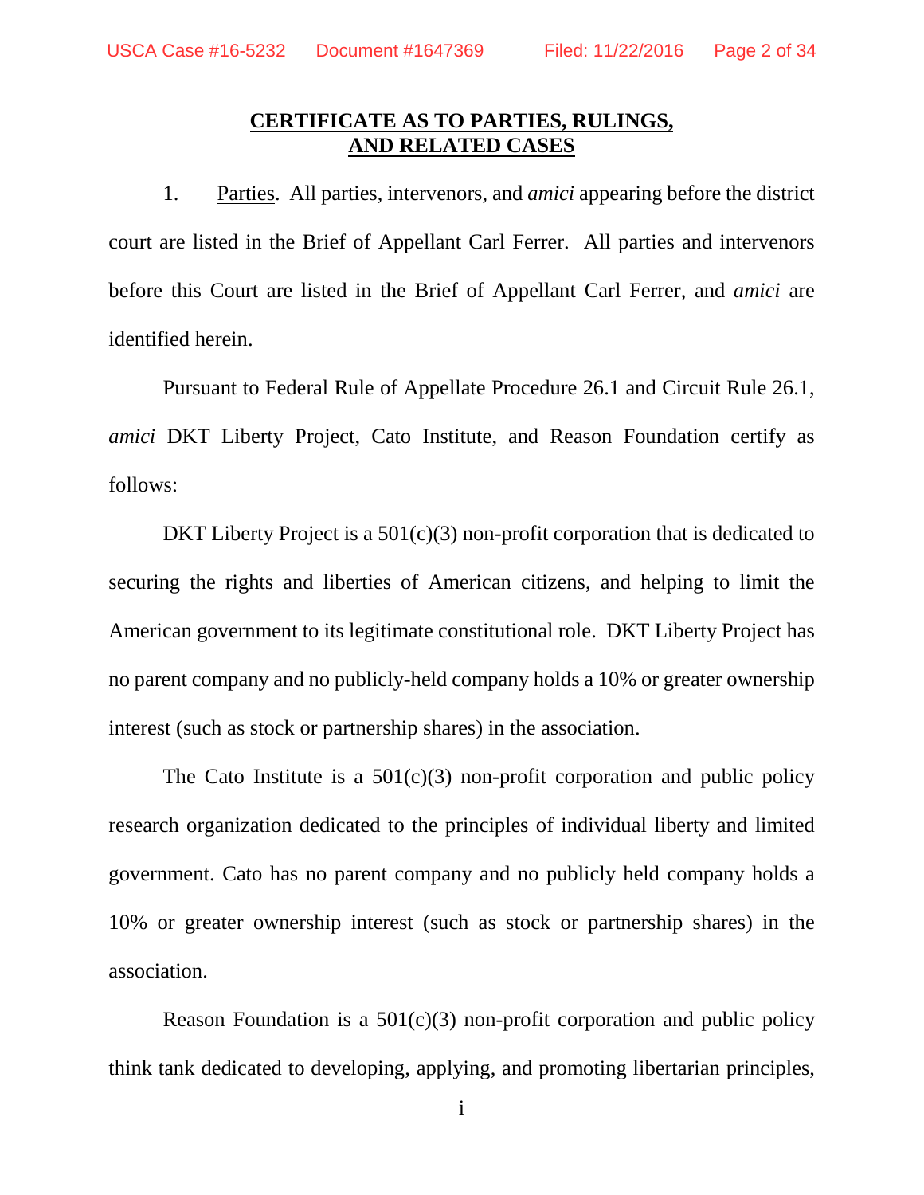**CERTIFICATE AS TO PARTIES, RULINGS, AND RELATED CASES**

1. Parties. All parties, intervenors, and *amici* appearing before the district court are listed in the Brief of Appellant Carl Ferrer. All parties and intervenors before this Court are listed in the Brief of Appellant Carl Ferrer, and *amici* are identified herein.

Pursuant to Federal Rule of Appellate Procedure 26.1 and Circuit Rule 26.1, *amici* DKT Liberty Project, Cato Institute, and Reason Foundation certify as follows:

DKT Liberty Project is a 501(c)(3) non-profit corporation that is dedicated to securing the rights and liberties of American citizens, and helping to limit the American government to its legitimate constitutional role. DKT Liberty Project has no parent company and no publicly-held company holds a 10% or greater ownership interest (such as stock or partnership shares) in the association.

The Cato Institute is a 501(c)(3) non-profit corporation and public policy research organization dedicated to the principles of individual liberty and limited government. Cato has no parent company and no publicly held company holds a 10% or greater ownership interest (such as stock or partnership shares) in the association.

Reason Foundation is a 501(c)(3) non-profit corporation and public policy think tank dedicated to developing, applying, and promoting libertarian principles,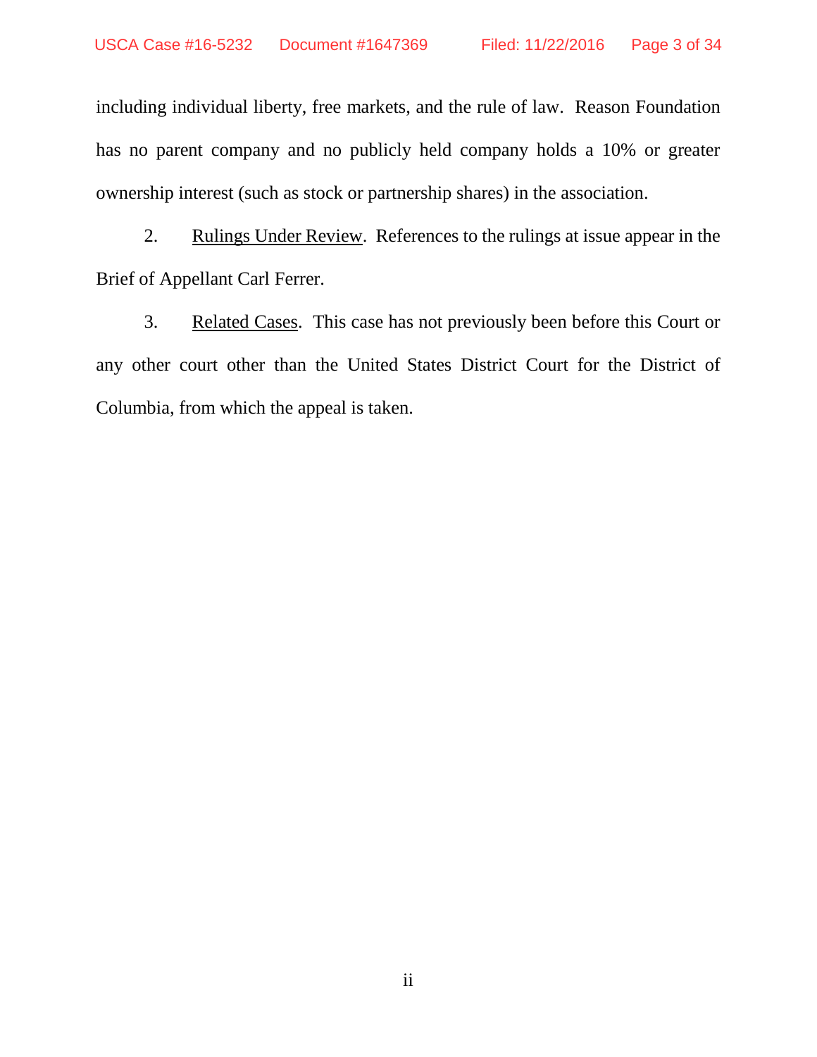including individual liberty, free markets, and the rule of law. Reason Foundation has no parent company and no publicly held company holds a 10% or greater ownership interest (such as stock or partnership shares) in the association.

2. Rulings Under Review. References to the rulings at issue appear in the Brief of Appellant Carl Ferrer.

3. Related Cases. This case has not previously been before this Court or any other court other than the United States District Court for the District of Columbia, from which the appeal is taken.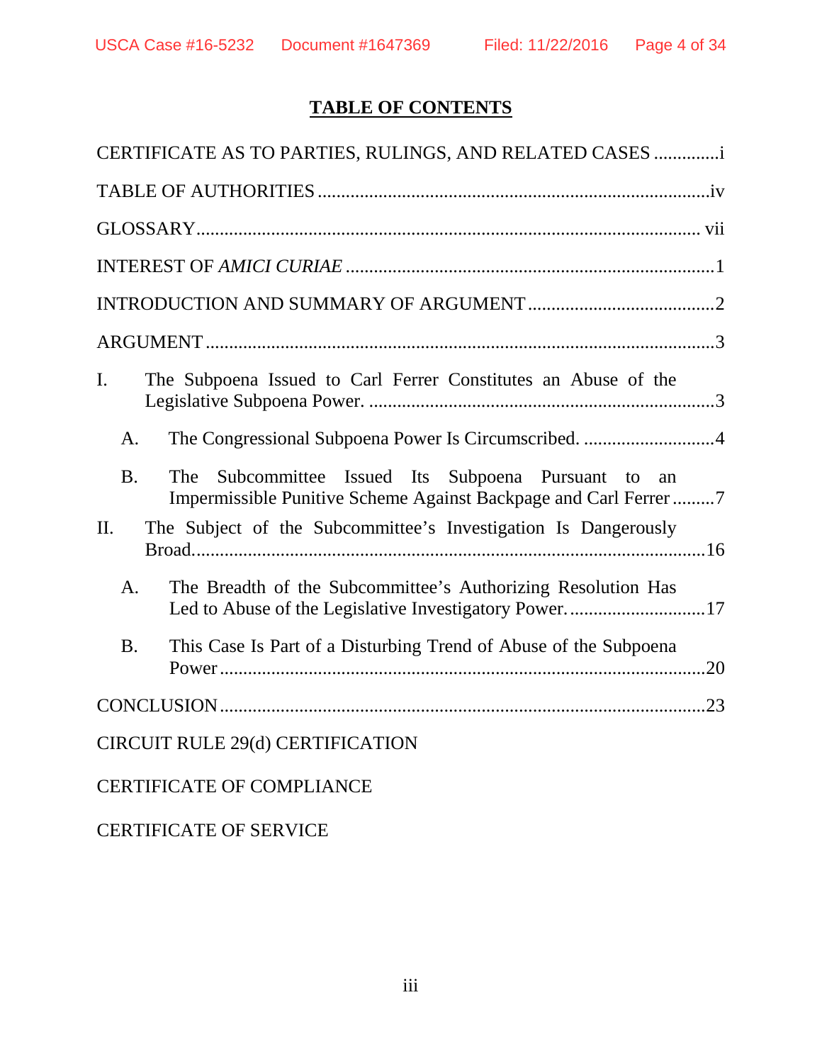# TABLE OF CONTENTS

CERTIFICATE AS TO PARTIES, RULINGS, AND RELATED CASES .............i

TABLE OF AUTHORITIES ...................................................................................iv

GLOSSARY.......................................................................................................... vii

INTEREST OF *AMICI CURIAE* ..............................................................................1

INTRODUCTION AND SUMMARY OF ARGUMENT........................................2

ARGUMENT ............................................................................................................3

I. The Subpoena Issued to Carl Ferrer Constitutes an Abuse of the Legislative Subpoena Power. ..........................................................................3

  A. The Congressional Subpoena Power Is Circumscribed. ............................4

  B. The Subcommittee Issued Its Subpoena Pursuant to an Impermissible Punitive Scheme Against Backpage and Carl Ferrer .........7

II. The Subject of the Subcommittee's Investigation Is Dangerously Broad.............................................................................................................16

  A. The Breadth of the Subcommittee's Authorizing Resolution Has Led to Abuse of the Legislative Investigatory Power. .............................17

  B. This Case Is Part of a Disturbing Trend of Abuse of the Subpoena Power ......................................................................................................20

CONCLUSION ......................................................................................................23

CIRCUIT RULE 29(d) CERTIFICATION

CERTIFICATE OF COMPLIANCE

CERTIFICATE OF SERVICE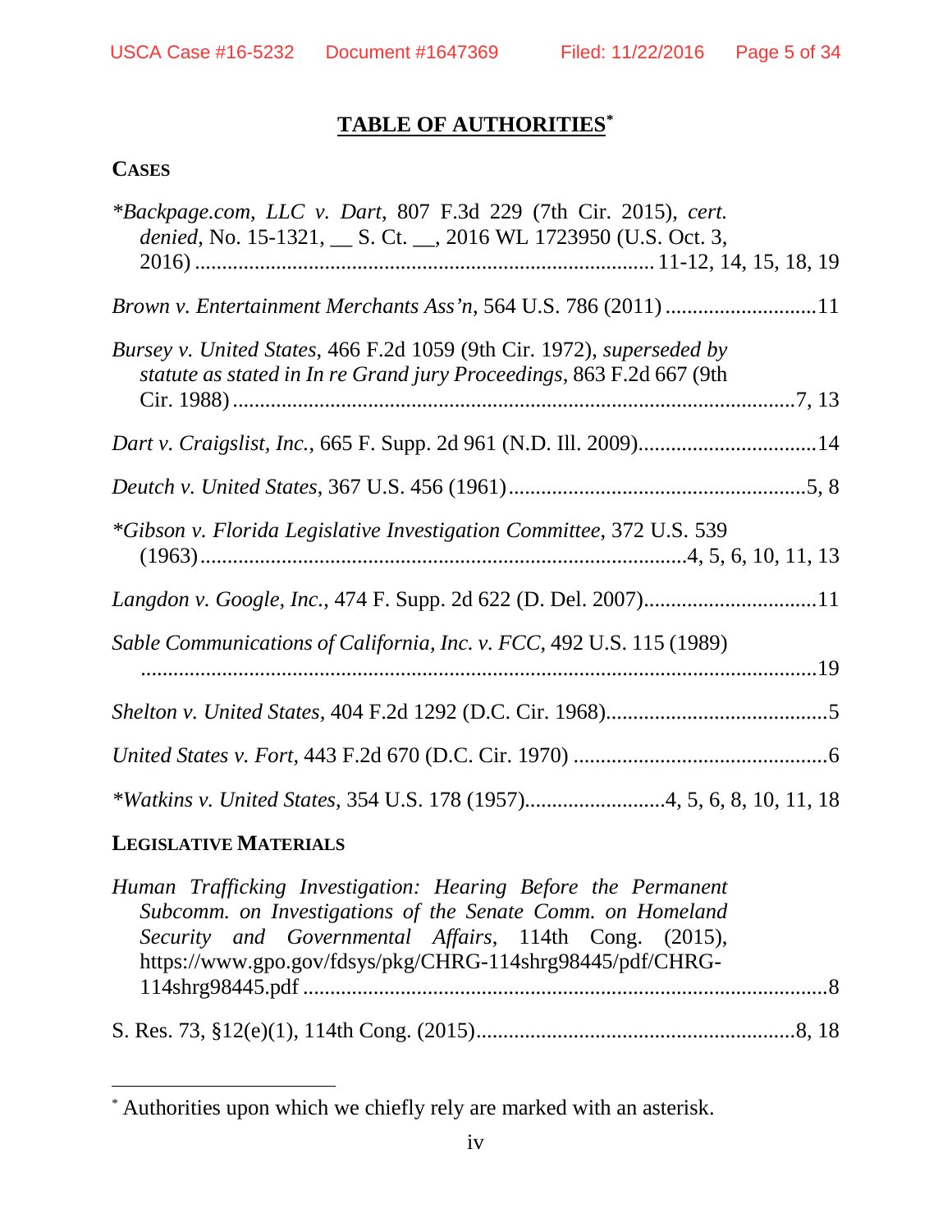## TABLE OF AUTHORITIES[*]

**CASES**

*Backpage.com, LLC v. Dart*, 807 F.3d 229 (7th Cir. 2015), *cert. denied*, No. 15-1321, __ S. Ct. __, 2016 WL 1723950 (U.S. Oct. 3, 2016) .......... 11-12, 14, 15, 18, 19

*Brown v. Entertainment Merchants Ass'n*, 564 U.S. 786 (2011) .......... 11

*Bursey v. United States*, 466 F.2d 1059 (9th Cir. 1972), *superseded by statute as stated in In re Grand jury Proceedings*, 863 F.2d 667 (9th Cir. 1988) .......... 7, 13

*Dart v. Craigslist, Inc.*, 665 F. Supp. 2d 961 (N.D. Ill. 2009) .......... 14

*Deutch v. United States*, 367 U.S. 456 (1961) .......... 5, 8

*Gibson v. Florida Legislative Investigation Committee*, 372 U.S. 539 (1963) .......... 4, 5, 6, 10, 11, 13

*Langdon v. Google, Inc.*, 474 F. Supp. 2d 622 (D. Del. 2007) .......... 11

*Sable Communications of California, Inc. v. FCC*, 492 U.S. 115 (1989) .......... 19

*Shelton v. United States*, 404 F.2d 1292 (D.C. Cir. 1968) .......... 5

*United States v. Fort*, 443 F.2d 670 (D.C. Cir. 1970) .......... 6

*Watkins v. United States*, 354 U.S. 178 (1957) .......... 4, 5, 6, 8, 10, 11, 18

**LEGISLATIVE MATERIALS**

*Human Trafficking Investigation: Hearing Before the Permanent Subcomm. on Investigations of the Senate Comm. on Homeland Security and Governmental Affairs*, 114th Cong. (2015), https://www.gpo.gov/fdsys/pkg/CHRG-114shrg98445/pdf/CHRG-114shrg98445.pdf .......... 8

S. Res. 73, §12(e)(1), 114th Cong. (2015) .......... 8, 18

---

[*] Authorities upon which we chiefly rely are marked with an asterisk.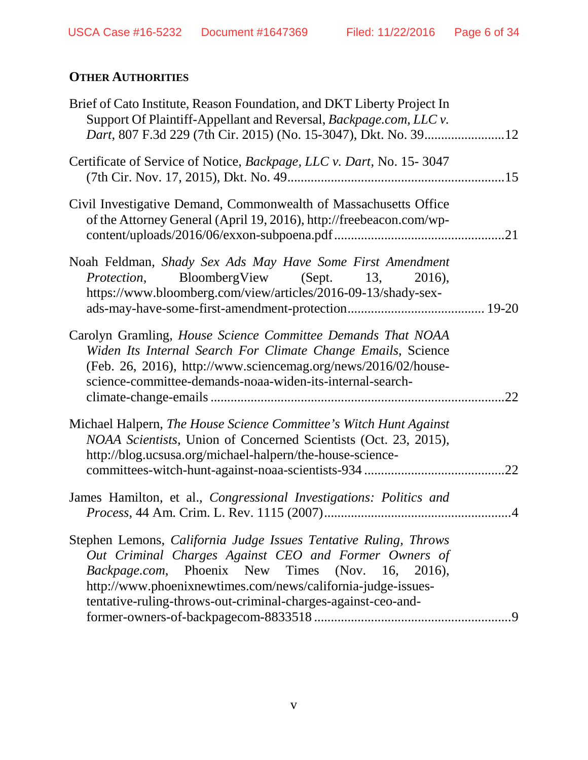**OTHER AUTHORITIES**

Brief of Cato Institute, Reason Foundation, and DKT Liberty Project In Support Of Plaintiff-Appellant and Reversal, *Backpage.com, LLC v. Dart*, 807 F.3d 229 (7th Cir. 2015) (No. 15-3047), Dkt. No. 39........................12

Certificate of Service of Notice, *Backpage, LLC v. Dart*, No. 15- 3047 (7th Cir. Nov. 17, 2015), Dkt. No. 49................................................................15

Civil Investigative Demand, Commonwealth of Massachusetts Office of the Attorney General (April 19, 2016), http://freebeacon.com/wp-content/uploads/2016/06/exxon-subpoena.pdf..................................................21

Noah Feldman, *Shady Sex Ads May Have Some First Amendment Protection*, BloombergView (Sept. 13, 2016), https://www.bloomberg.com/view/articles/2016-09-13/shady-sex-ads-may-have-some-first-amendment-protection........................................ 19-20

Carolyn Gramling, *House Science Committee Demands That NOAA Widen Its Internal Search For Climate Change Emails*, Science (Feb. 26, 2016), http://www.sciencemag.org/news/2016/02/house-science-committee-demands-noaa-widen-its-internal-search-climate-change-emails .....................................................................................22

Michael Halpern, *The House Science Committee's Witch Hunt Against NOAA Scientists*, Union of Concerned Scientists (Oct. 23, 2015), http://blog.ucsusa.org/michael-halpern/the-house-science-committees-witch-hunt-against-noaa-scientists-934 .........................................22

James Hamilton, et al., *Congressional Investigations: Politics and Process*, 44 Am. Crim. L. Rev. 1115 (2007).......................................................4

Stephen Lemons, *California Judge Issues Tentative Ruling, Throws Out Criminal Charges Against CEO and Former Owners of Backpage.com*, Phoenix New Times (Nov. 16, 2016), http://www.phoenixnewtimes.com/news/california-judge-issues-tentative-ruling-throws-out-criminal-charges-against-ceo-and-former-owners-of-backpagecom-8833518 ..........................................................9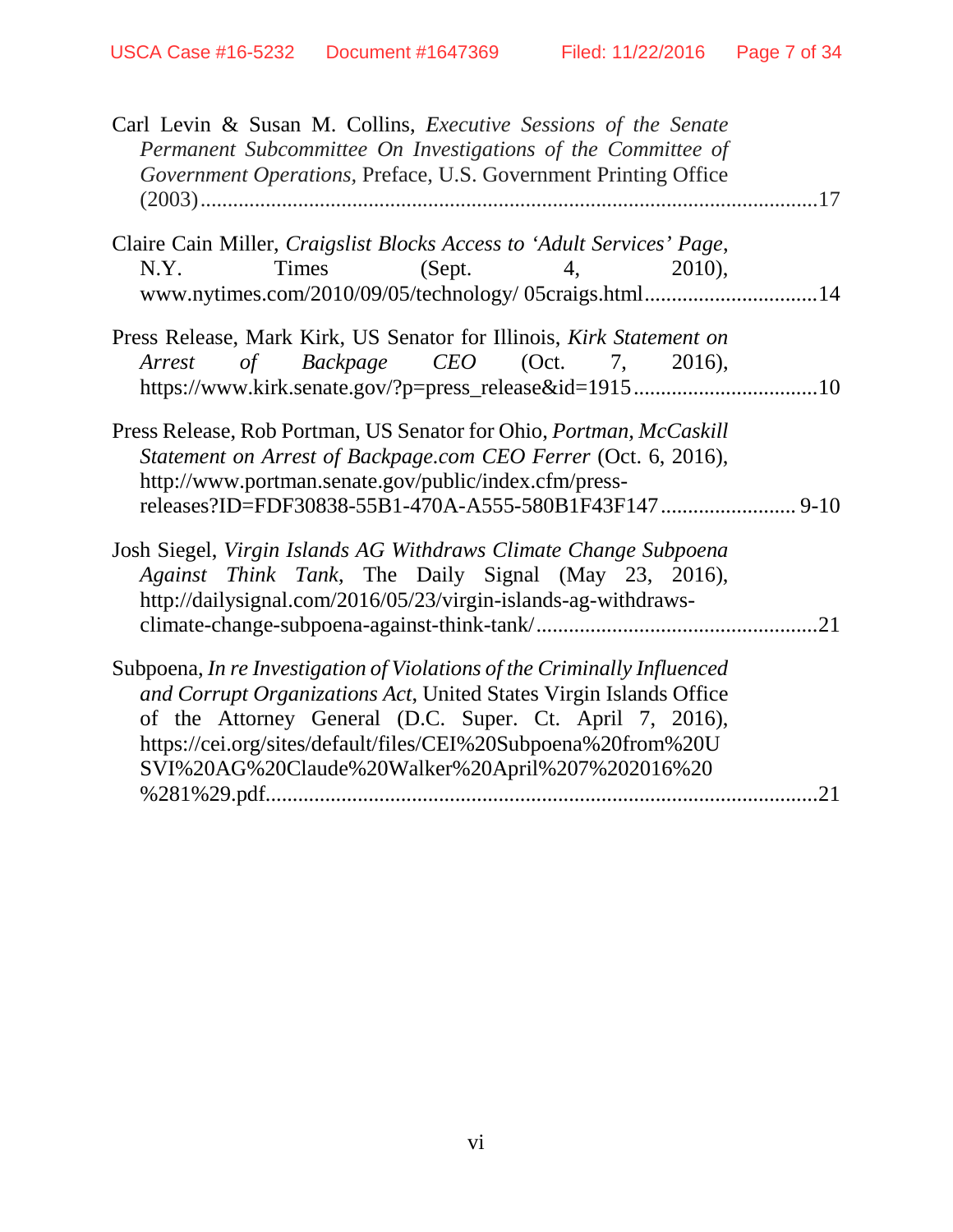Carl Levin & Susan M. Collins, *Executive Sessions of the Senate Permanent Subcommittee On Investigations of the Committee of Government Operations*, Preface, U.S. Government Printing Office (2003)..............................................................................................................17

Claire Cain Miller, *Craigslist Blocks Access to 'Adult Services' Page*, N.Y. Times (Sept. 4, 2010), www.nytimes.com/2010/09/05/technology/ 05craigs.html................................14

Press Release, Mark Kirk, US Senator for Illinois, *Kirk Statement on Arrest of Backpage CEO* (Oct. 7, 2016), https://www.kirk.senate.gov/?p=press_release&id=1915.................................10

Press Release, Rob Portman, US Senator for Ohio, *Portman, McCaskill Statement on Arrest of Backpage.com CEO Ferrer* (Oct. 6, 2016), http://www.portman.senate.gov/public/index.cfm/press-releases?ID=FDF30838-55B1-470A-A555-580B1F43F147......................... 9-10

Josh Siegel, *Virgin Islands AG Withdraws Climate Change Subpoena Against Think Tank*, The Daily Signal (May 23, 2016), http://dailysignal.com/2016/05/23/virgin-islands-ag-withdraws-climate-change-subpoena-against-think-tank/...................................................21

Subpoena, *In re Investigation of Violations of the Criminally Influenced and Corrupt Organizations Act*, United States Virgin Islands Office of the Attorney General (D.C. Super. Ct. April 7, 2016), https://cei.org/sites/default/files/CEI%20Subpoena%20from%20USVI%20AG%20Claude%20Walker%20April%207%202016%20%281%29.pdf....................................................................................................21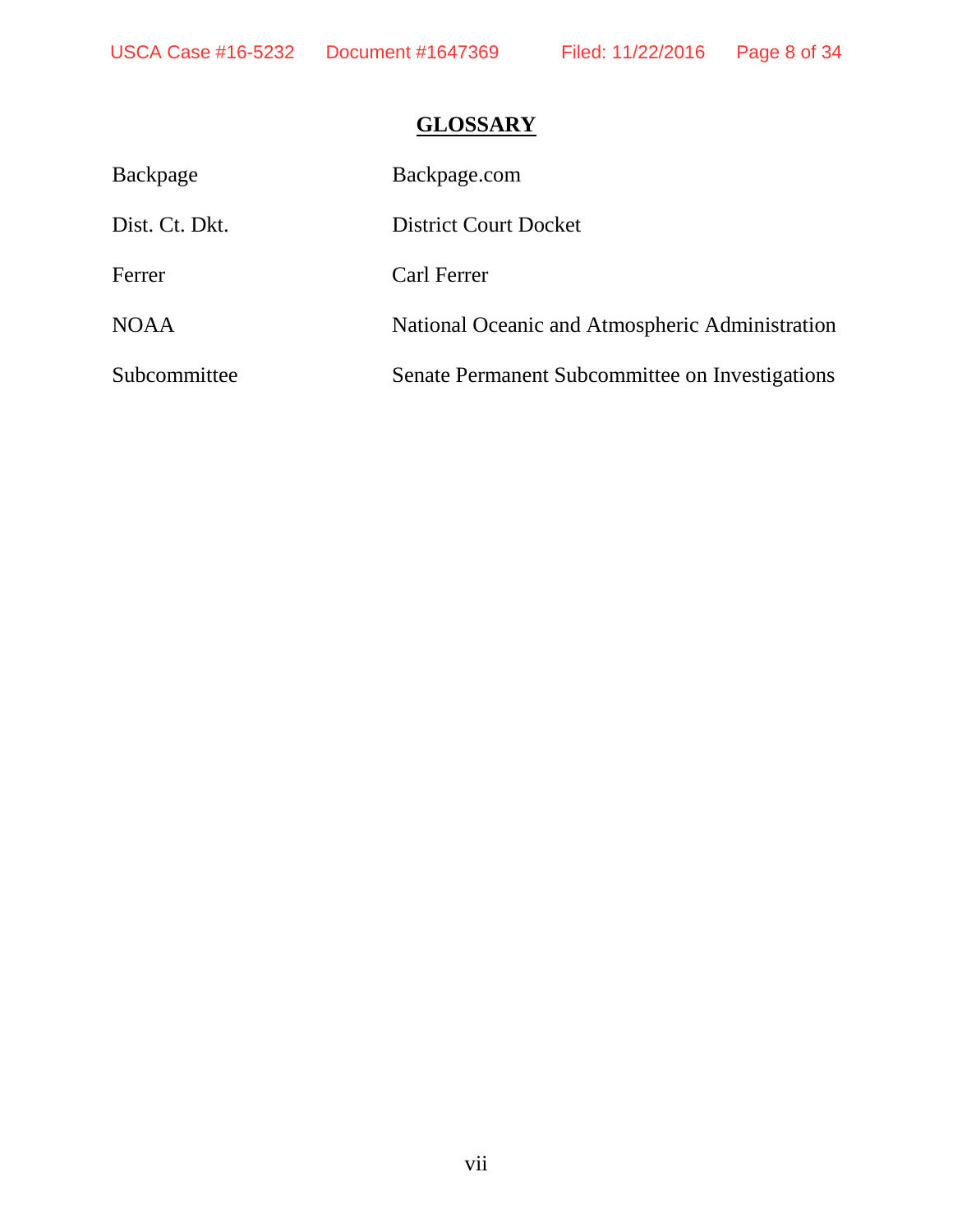# GLOSSARY

| | |
|---|---|
| Backpage | Backpage.com |
| Dist. Ct. Dkt. | District Court Docket |
| Ferrer | Carl Ferrer |
| NOAA | National Oceanic and Atmospheric Administration |
| Subcommittee | Senate Permanent Subcommittee on Investigations |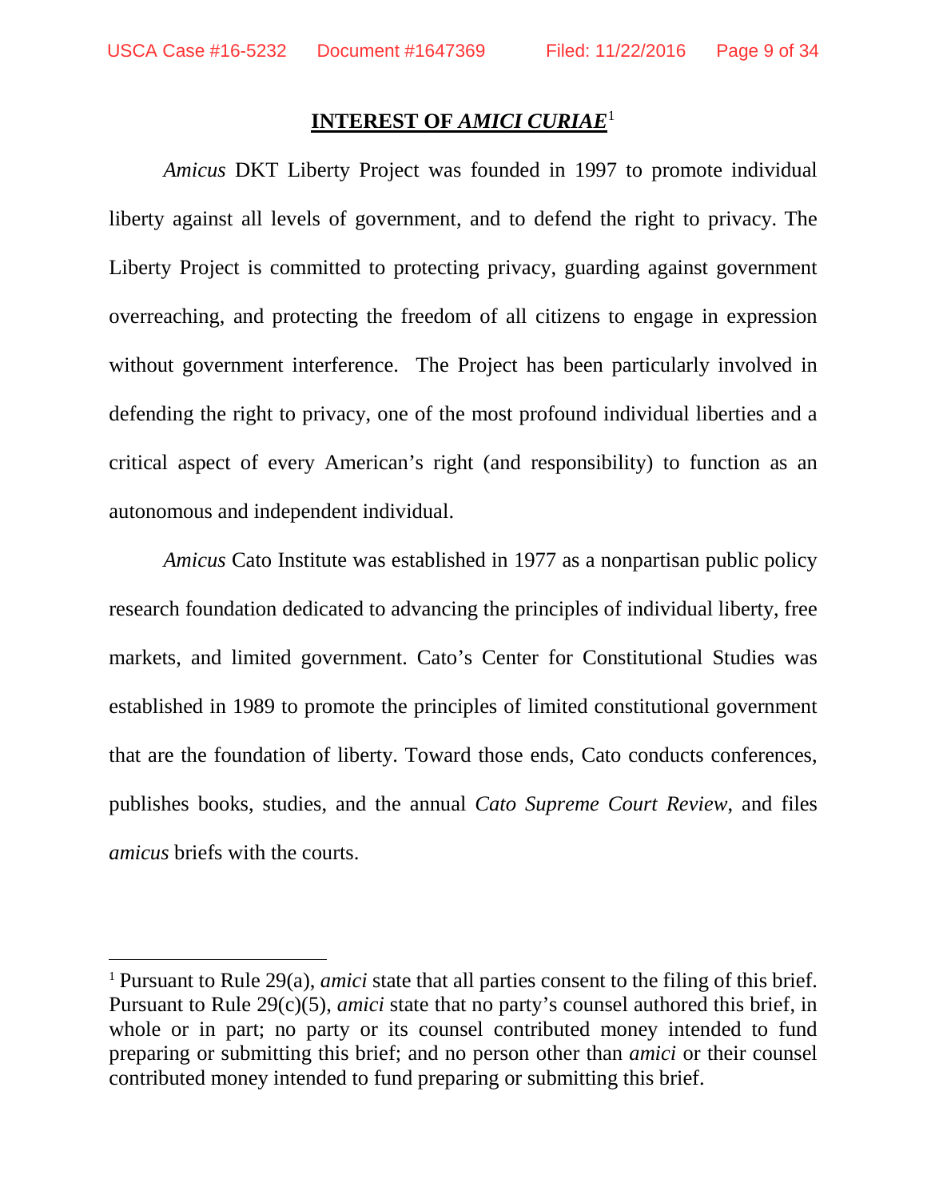## INTEREST OF *AMICI CURIAE*[1]

*Amicus* DKT Liberty Project was founded in 1997 to promote individual liberty against all levels of government, and to defend the right to privacy. The Liberty Project is committed to protecting privacy, guarding against government overreaching, and protecting the freedom of all citizens to engage in expression without government interference. The Project has been particularly involved in defending the right to privacy, one of the most profound individual liberties and a critical aspect of every American's right (and responsibility) to function as an autonomous and independent individual.

*Amicus* Cato Institute was established in 1977 as a nonpartisan public policy research foundation dedicated to advancing the principles of individual liberty, free markets, and limited government. Cato's Center for Constitutional Studies was established in 1989 to promote the principles of limited constitutional government that are the foundation of liberty. Toward those ends, Cato conducts conferences, publishes books, studies, and the annual *Cato Supreme Court Review*, and files *amicus* briefs with the courts.

---

[1] Pursuant to Rule 29(a), *amici* state that all parties consent to the filing of this brief. Pursuant to Rule 29(c)(5), *amici* state that no party's counsel authored this brief, in whole or in part; no party or its counsel contributed money intended to fund preparing or submitting this brief; and no person other than *amici* or their counsel contributed money intended to fund preparing or submitting this brief.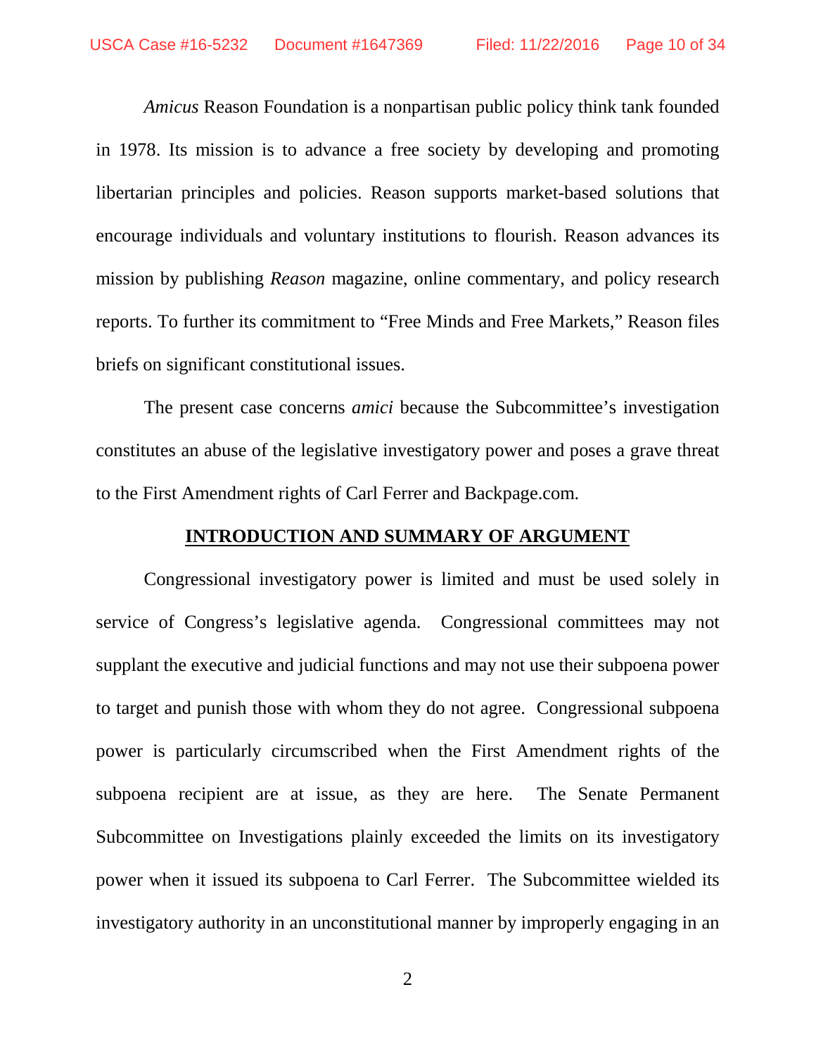*Amicus* Reason Foundation is a nonpartisan public policy think tank founded in 1978. Its mission is to advance a free society by developing and promoting libertarian principles and policies. Reason supports market-based solutions that encourage individuals and voluntary institutions to flourish. Reason advances its mission by publishing *Reason* magazine, online commentary, and policy research reports. To further its commitment to "Free Minds and Free Markets," Reason files briefs on significant constitutional issues.

The present case concerns *amici* because the Subcommittee's investigation constitutes an abuse of the legislative investigatory power and poses a grave threat to the First Amendment rights of Carl Ferrer and Backpage.com.

## INTRODUCTION AND SUMMARY OF ARGUMENT

Congressional investigatory power is limited and must be used solely in service of Congress's legislative agenda. Congressional committees may not supplant the executive and judicial functions and may not use their subpoena power to target and punish those with whom they do not agree. Congressional subpoena power is particularly circumscribed when the First Amendment rights of the subpoena recipient are at issue, as they are here. The Senate Permanent Subcommittee on Investigations plainly exceeded the limits on its investigatory power when it issued its subpoena to Carl Ferrer. The Subcommittee wielded its investigatory authority in an unconstitutional manner by improperly engaging in an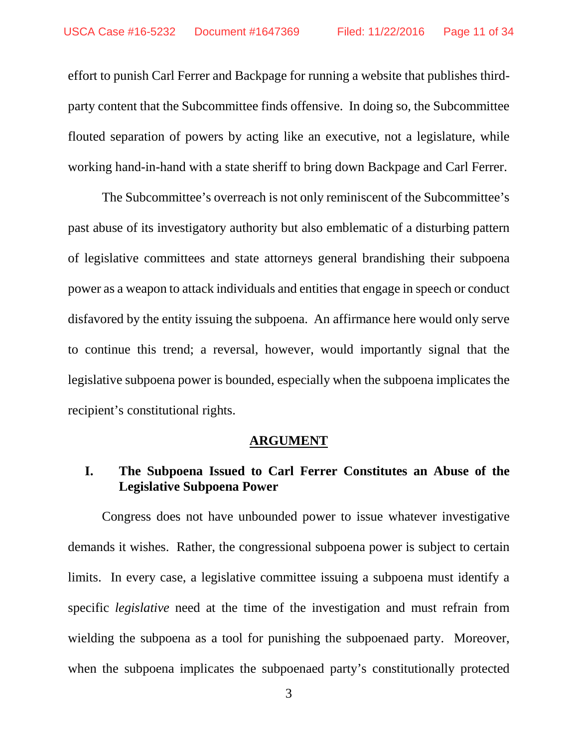effort to punish Carl Ferrer and Backpage for running a website that publishes third-party content that the Subcommittee finds offensive. In doing so, the Subcommittee flouted separation of powers by acting like an executive, not a legislature, while working hand-in-hand with a state sheriff to bring down Backpage and Carl Ferrer.

The Subcommittee's overreach is not only reminiscent of the Subcommittee's past abuse of its investigatory authority but also emblematic of a disturbing pattern of legislative committees and state attorneys general brandishing their subpoena power as a weapon to attack individuals and entities that engage in speech or conduct disfavored by the entity issuing the subpoena. An affirmance here would only serve to continue this trend; a reversal, however, would importantly signal that the legislative subpoena power is bounded, especially when the subpoena implicates the recipient's constitutional rights.

## ARGUMENT

### I. The Subpoena Issued to Carl Ferrer Constitutes an Abuse of the Legislative Subpoena Power

Congress does not have unbounded power to issue whatever investigative demands it wishes. Rather, the congressional subpoena power is subject to certain limits. In every case, a legislative committee issuing a subpoena must identify a specific *legislative* need at the time of the investigation and must refrain from wielding the subpoena as a tool for punishing the subpoenaed party. Moreover, when the subpoena implicates the subpoenaed party's constitutionally protected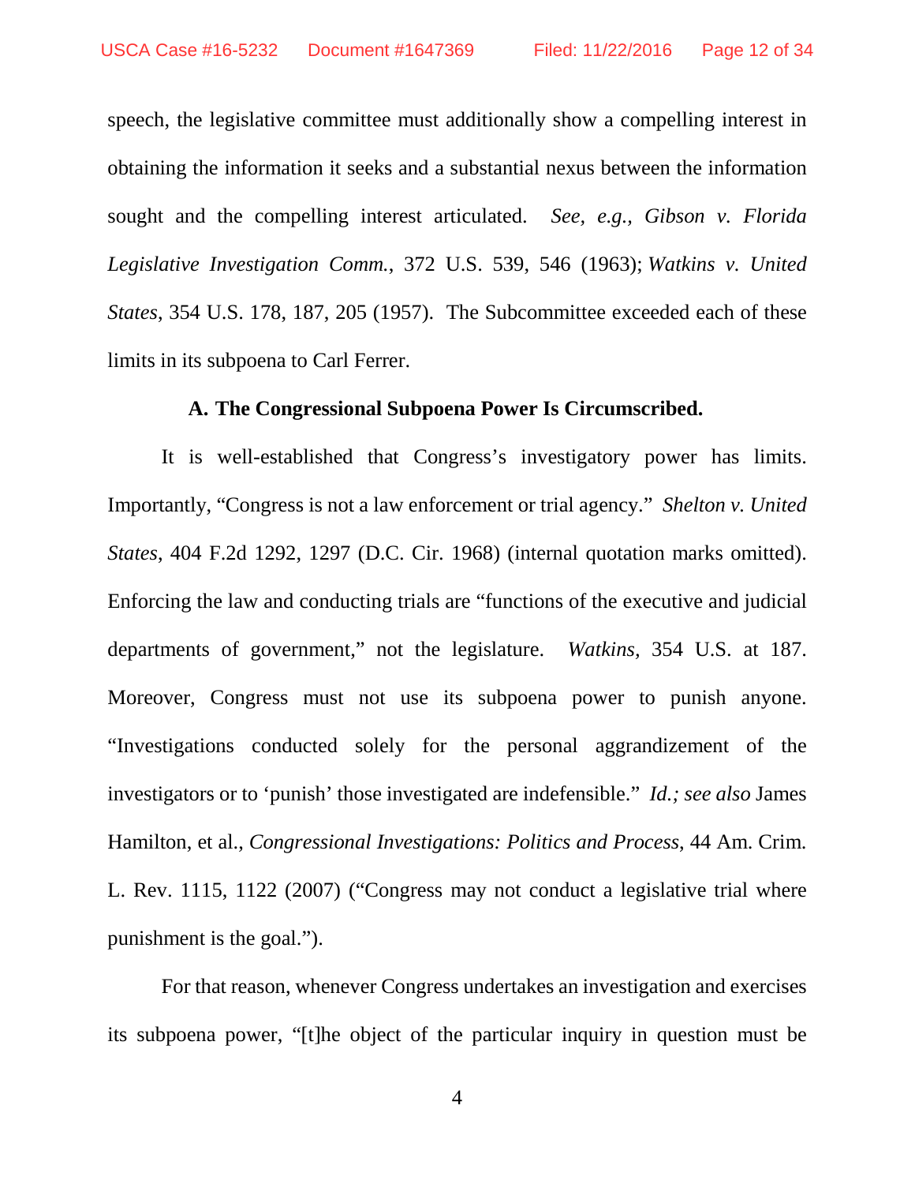speech, the legislative committee must additionally show a compelling interest in obtaining the information it seeks and a substantial nexus between the information sought and the compelling interest articulated. *See, e.g.*, *Gibson v. Florida Legislative Investigation Comm.*, 372 U.S. 539, 546 (1963); *Watkins v. United States*, 354 U.S. 178, 187, 205 (1957). The Subcommittee exceeded each of these limits in its subpoena to Carl Ferrer.

### A. The Congressional Subpoena Power Is Circumscribed.

It is well-established that Congress's investigatory power has limits. Importantly, "Congress is not a law enforcement or trial agency." *Shelton v. United States*, 404 F.2d 1292, 1297 (D.C. Cir. 1968) (internal quotation marks omitted). Enforcing the law and conducting trials are "functions of the executive and judicial departments of government," not the legislature. *Watkins,* 354 U.S. at 187. Moreover, Congress must not use its subpoena power to punish anyone. "Investigations conducted solely for the personal aggrandizement of the investigators or to 'punish' those investigated are indefensible." *Id.; see also* James Hamilton, et al., *Congressional Investigations: Politics and Process*, 44 Am. Crim. L. Rev. 1115, 1122 (2007) ("Congress may not conduct a legislative trial where punishment is the goal.").

For that reason, whenever Congress undertakes an investigation and exercises its subpoena power, "[t]he object of the particular inquiry in question must be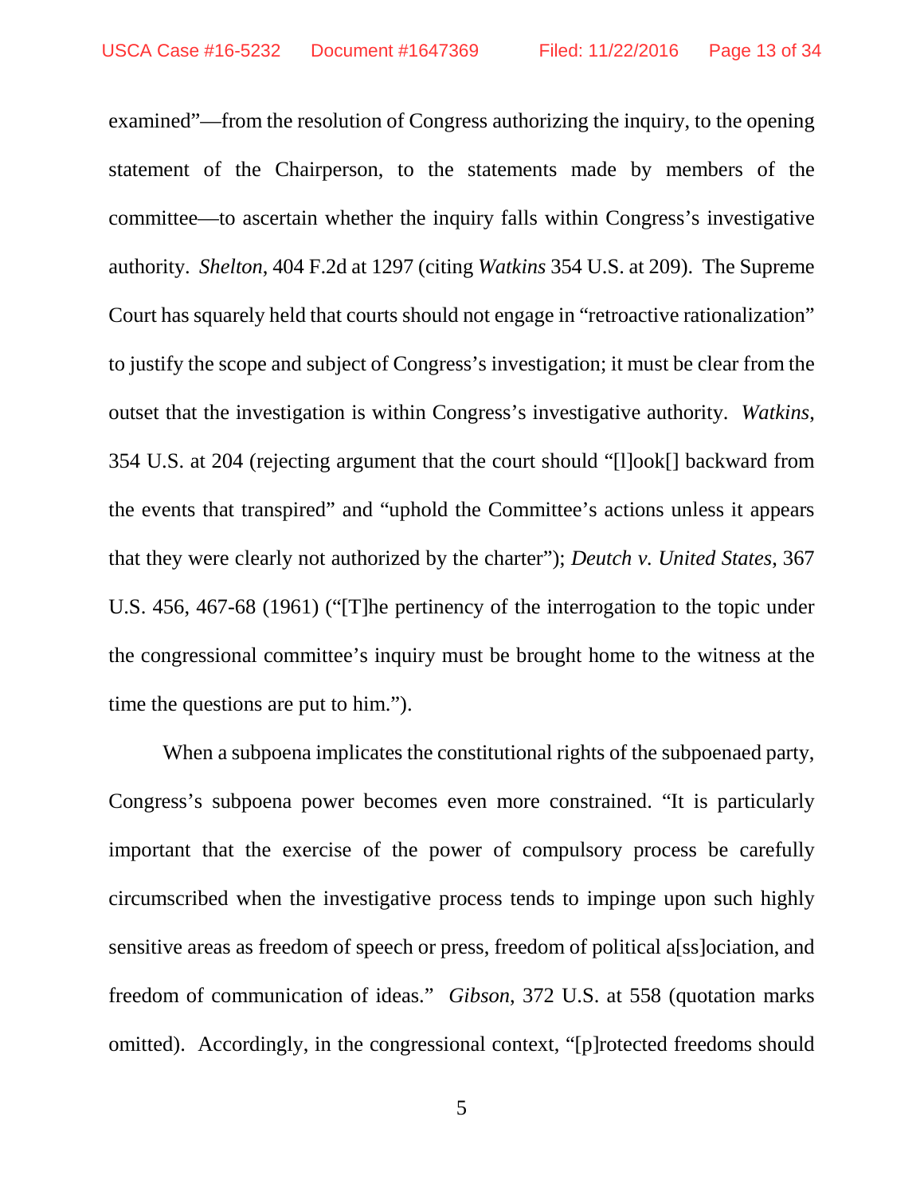examined"—from the resolution of Congress authorizing the inquiry, to the opening statement of the Chairperson, to the statements made by members of the committee—to ascertain whether the inquiry falls within Congress's investigative authority. *Shelton*, 404 F.2d at 1297 (citing *Watkins* 354 U.S. at 209). The Supreme Court has squarely held that courts should not engage in "retroactive rationalization" to justify the scope and subject of Congress's investigation; it must be clear from the outset that the investigation is within Congress's investigative authority. *Watkins*, 354 U.S. at 204 (rejecting argument that the court should "[l]ook[] backward from the events that transpired" and "uphold the Committee's actions unless it appears that they were clearly not authorized by the charter"); *Deutch v. United States*, 367 U.S. 456, 467-68 (1961) ("[T]he pertinency of the interrogation to the topic under the congressional committee's inquiry must be brought home to the witness at the time the questions are put to him.").

When a subpoena implicates the constitutional rights of the subpoenaed party, Congress's subpoena power becomes even more constrained. "It is particularly important that the exercise of the power of compulsory process be carefully circumscribed when the investigative process tends to impinge upon such highly sensitive areas as freedom of speech or press, freedom of political a[ss]ociation, and freedom of communication of ideas." *Gibson*, 372 U.S. at 558 (quotation marks omitted). Accordingly, in the congressional context, "[p]rotected freedoms should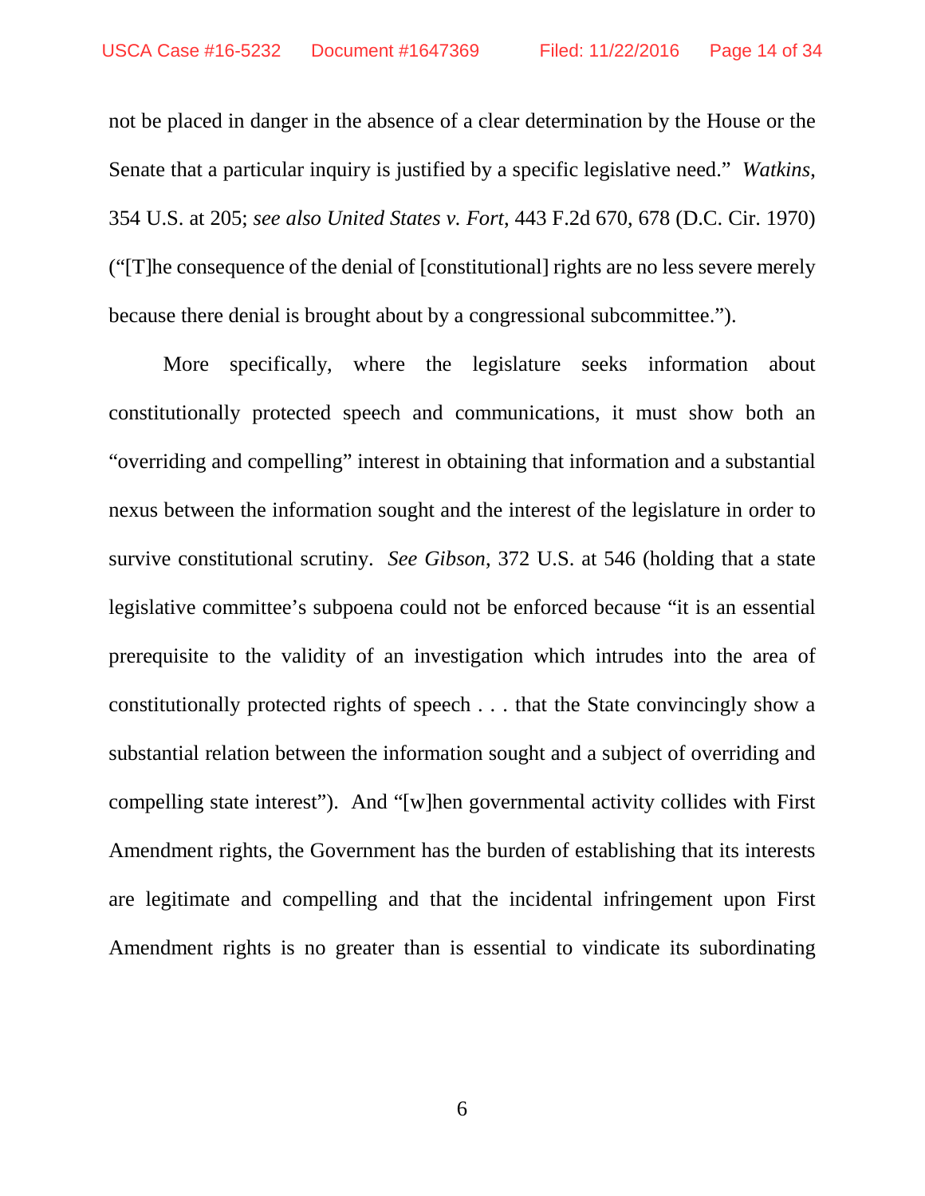not be placed in danger in the absence of a clear determination by the House or the Senate that a particular inquiry is justified by a specific legislative need." *Watkins*, 354 U.S. at 205; *see also United States v. Fort*, 443 F.2d 670, 678 (D.C. Cir. 1970) ("[T]he consequence of the denial of [constitutional] rights are no less severe merely because there denial is brought about by a congressional subcommittee.").

More specifically, where the legislature seeks information about constitutionally protected speech and communications, it must show both an "overriding and compelling" interest in obtaining that information and a substantial nexus between the information sought and the interest of the legislature in order to survive constitutional scrutiny. *See Gibson*, 372 U.S. at 546 (holding that a state legislative committee's subpoena could not be enforced because "it is an essential prerequisite to the validity of an investigation which intrudes into the area of constitutionally protected rights of speech . . . that the State convincingly show a substantial relation between the information sought and a subject of overriding and compelling state interest"). And "[w]hen governmental activity collides with First Amendment rights, the Government has the burden of establishing that its interests are legitimate and compelling and that the incidental infringement upon First Amendment rights is no greater than is essential to vindicate its subordinating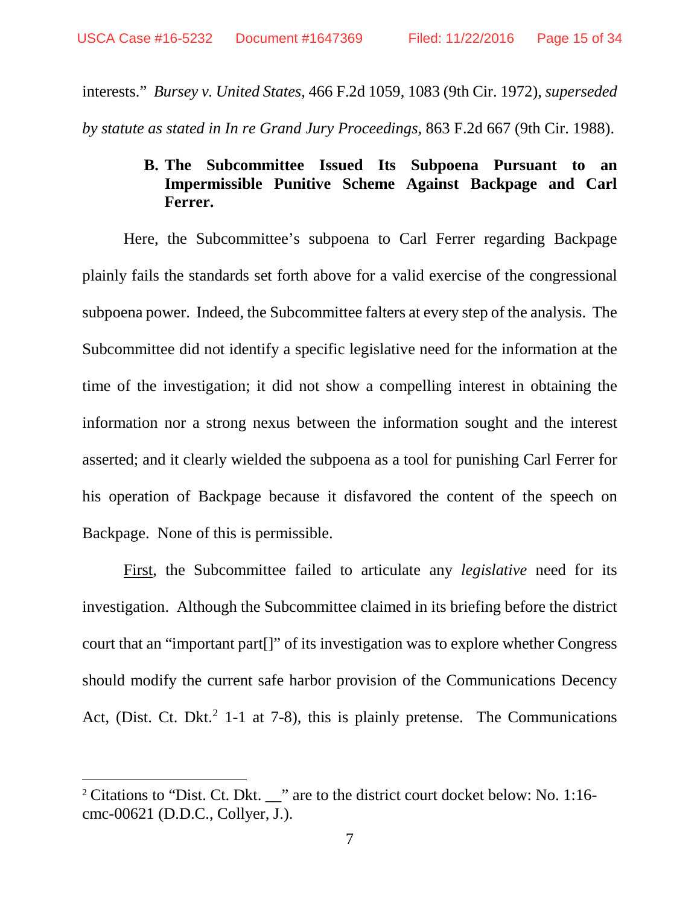interests." *Bursey v. United States*, 466 F.2d 1059, 1083 (9th Cir. 1972), *superseded by statute as stated in In re Grand Jury Proceedings*, 863 F.2d 667 (9th Cir. 1988).

### B. The Subcommittee Issued Its Subpoena Pursuant to an Impermissible Punitive Scheme Against Backpage and Carl Ferrer.

Here, the Subcommittee's subpoena to Carl Ferrer regarding Backpage plainly fails the standards set forth above for a valid exercise of the congressional subpoena power. Indeed, the Subcommittee falters at every step of the analysis. The Subcommittee did not identify a specific legislative need for the information at the time of the investigation; it did not show a compelling interest in obtaining the information nor a strong nexus between the information sought and the interest asserted; and it clearly wielded the subpoena as a tool for punishing Carl Ferrer for his operation of Backpage because it disfavored the content of the speech on Backpage. None of this is permissible.

<u>First</u>, the Subcommittee failed to articulate any *legislative* need for its investigation. Although the Subcommittee claimed in its briefing before the district court that an "important part[]" of its investigation was to explore whether Congress should modify the current safe harbor provision of the Communications Decency Act, (Dist. Ct. Dkt.[2] 1-1 at 7-8), this is plainly pretense. The Communications

[2] Citations to "Dist. Ct. Dkt. __" are to the district court docket below: No. 1:16-cmc-00621 (D.D.C., Collyer, J.).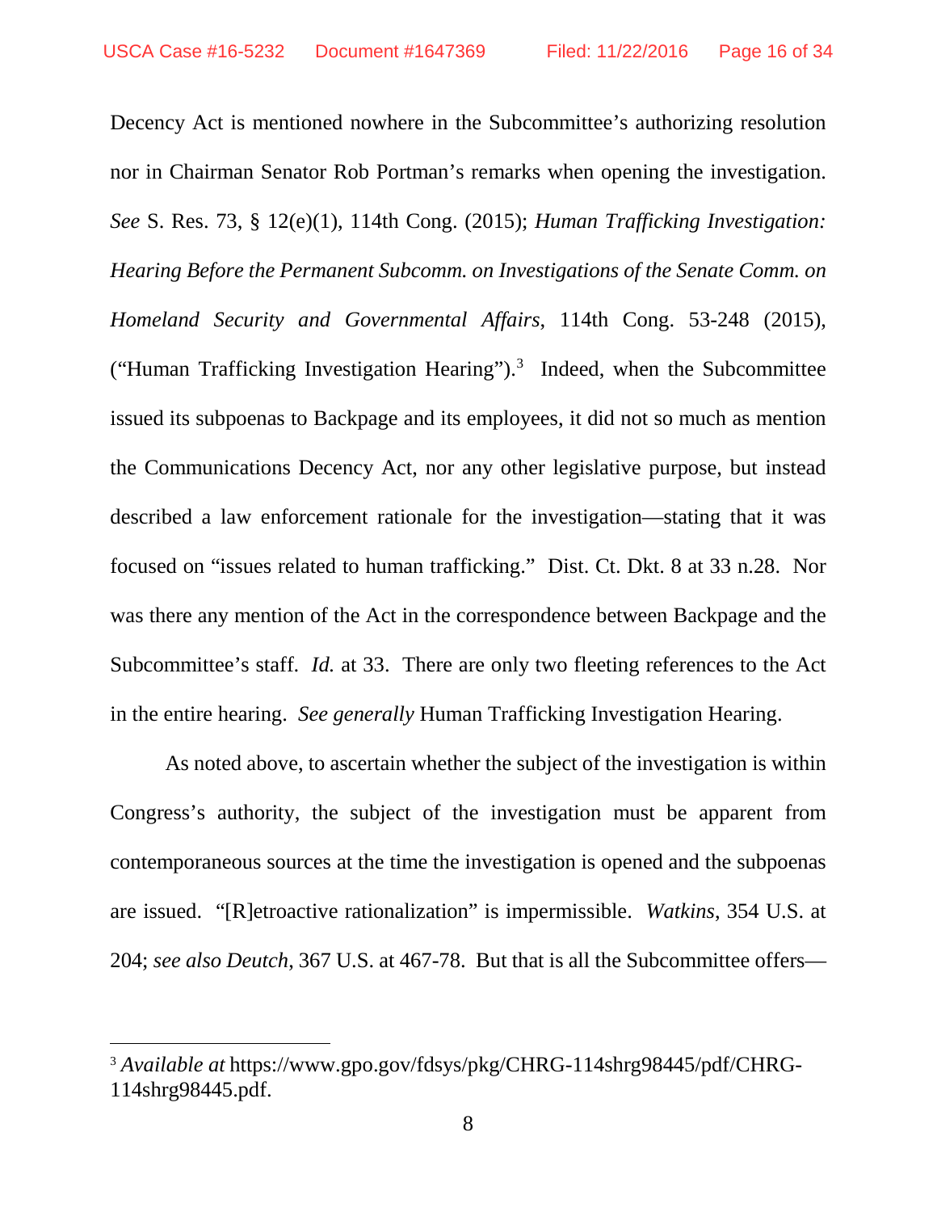Decency Act is mentioned nowhere in the Subcommittee's authorizing resolution nor in Chairman Senator Rob Portman's remarks when opening the investigation. *See* S. Res. 73, § 12(e)(1), 114th Cong. (2015); *Human Trafficking Investigation: Hearing Before the Permanent Subcomm. on Investigations of the Senate Comm. on Homeland Security and Governmental Affairs*, 114th Cong. 53-248 (2015), ("Human Trafficking Investigation Hearing").[3] Indeed, when the Subcommittee issued its subpoenas to Backpage and its employees, it did not so much as mention the Communications Decency Act, nor any other legislative purpose, but instead described a law enforcement rationale for the investigation—stating that it was focused on "issues related to human trafficking." Dist. Ct. Dkt. 8 at 33 n.28. Nor was there any mention of the Act in the correspondence between Backpage and the Subcommittee's staff. *Id.* at 33. There are only two fleeting references to the Act in the entire hearing. *See generally* Human Trafficking Investigation Hearing.

As noted above, to ascertain whether the subject of the investigation is within Congress's authority, the subject of the investigation must be apparent from contemporaneous sources at the time the investigation is opened and the subpoenas are issued. "[R]etroactive rationalization" is impermissible. *Watkins*, 354 U.S. at 204; *see also Deutch*, 367 U.S. at 467-78. But that is all the Subcommittee offers—

[3] *Available at* https://www.gpo.gov/fdsys/pkg/CHRG-114shrg98445/pdf/CHRG-114shrg98445.pdf.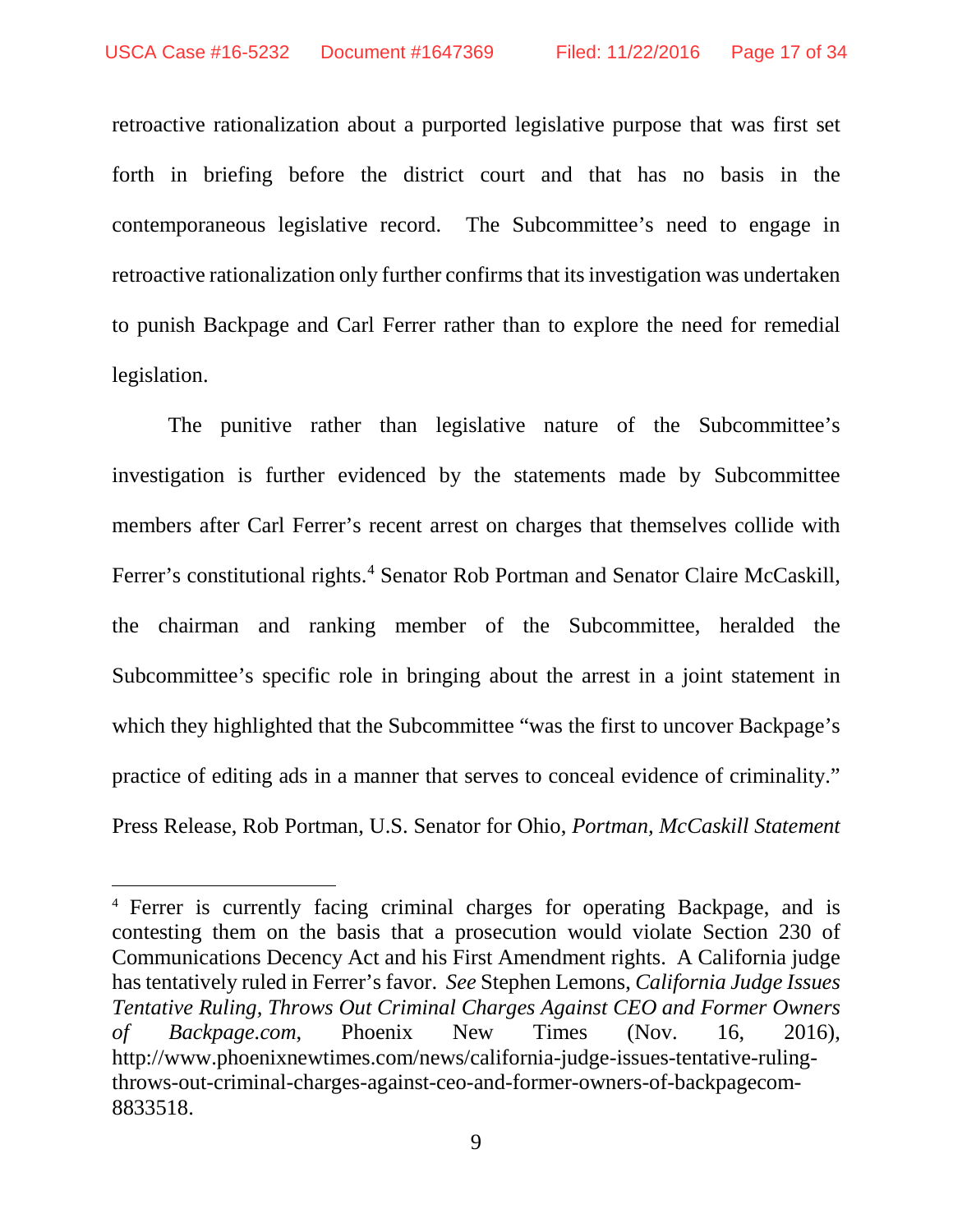retroactive rationalization about a purported legislative purpose that was first set forth in briefing before the district court and that has no basis in the contemporaneous legislative record. The Subcommittee's need to engage in retroactive rationalization only further confirms that its investigation was undertaken to punish Backpage and Carl Ferrer rather than to explore the need for remedial legislation.

The punitive rather than legislative nature of the Subcommittee's investigation is further evidenced by the statements made by Subcommittee members after Carl Ferrer's recent arrest on charges that themselves collide with Ferrer's constitutional rights.[4] Senator Rob Portman and Senator Claire McCaskill, the chairman and ranking member of the Subcommittee, heralded the Subcommittee's specific role in bringing about the arrest in a joint statement in which they highlighted that the Subcommittee "was the first to uncover Backpage's practice of editing ads in a manner that serves to conceal evidence of criminality." Press Release, Rob Portman, U.S. Senator for Ohio, *Portman, McCaskill Statement*

---

[4] Ferrer is currently facing criminal charges for operating Backpage, and is contesting them on the basis that a prosecution would violate Section 230 of Communications Decency Act and his First Amendment rights. A California judge has tentatively ruled in Ferrer's favor. *See* Stephen Lemons, *California Judge Issues Tentative Ruling, Throws Out Criminal Charges Against CEO and Former Owners of Backpage.com*, Phoenix New Times (Nov. 16, 2016), http://www.phoenixnewtimes.com/news/california-judge-issues-tentative-ruling-throws-out-criminal-charges-against-ceo-and-former-owners-of-backpagecom-8833518.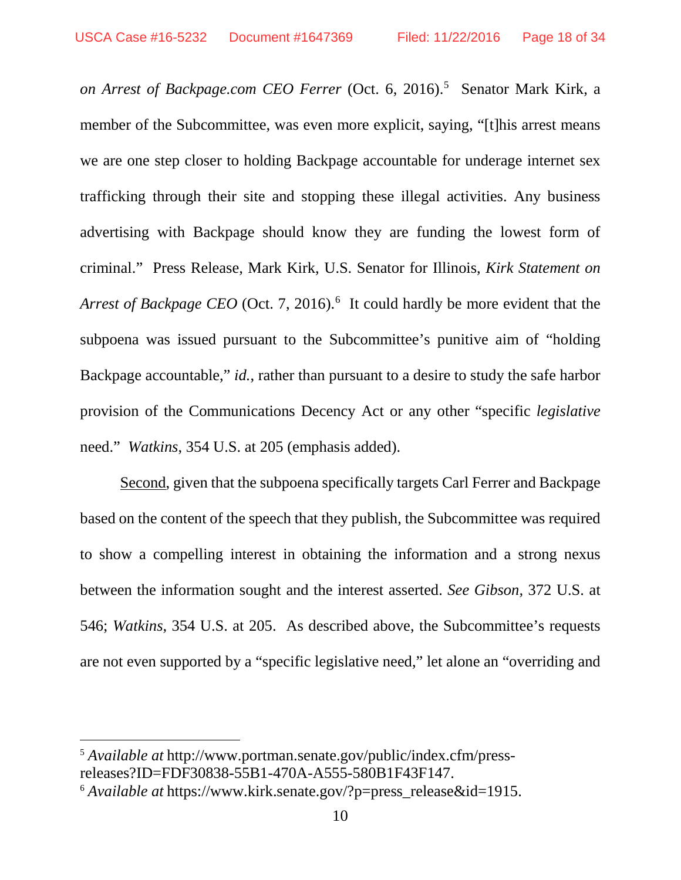*on Arrest of Backpage.com CEO Ferrer* (Oct. 6, 2016).[5] Senator Mark Kirk, a member of the Subcommittee, was even more explicit, saying, "[t]his arrest means we are one step closer to holding Backpage accountable for underage internet sex trafficking through their site and stopping these illegal activities. Any business advertising with Backpage should know they are funding the lowest form of criminal." Press Release, Mark Kirk, U.S. Senator for Illinois, *Kirk Statement on Arrest of Backpage CEO* (Oct. 7, 2016).[6] It could hardly be more evident that the subpoena was issued pursuant to the Subcommittee's punitive aim of "holding Backpage accountable," *id.*, rather than pursuant to a desire to study the safe harbor provision of the Communications Decency Act or any other "specific *legislative* need." *Watkins*, 354 U.S. at 205 (emphasis added).

Second, given that the subpoena specifically targets Carl Ferrer and Backpage based on the content of the speech that they publish, the Subcommittee was required to show a compelling interest in obtaining the information and a strong nexus between the information sought and the interest asserted. *See Gibson,* 372 U.S. at 546; *Watkins*, 354 U.S. at 205. As described above, the Subcommittee's requests are not even supported by a "specific legislative need," let alone an "overriding and

---

[5] *Available at* http://www.portman.senate.gov/public/index.cfm/press-releases?ID=FDF30838-55B1-470A-A555-580B1F43F147.

[6] *Available at* https://www.kirk.senate.gov/?p=press_release&id=1915.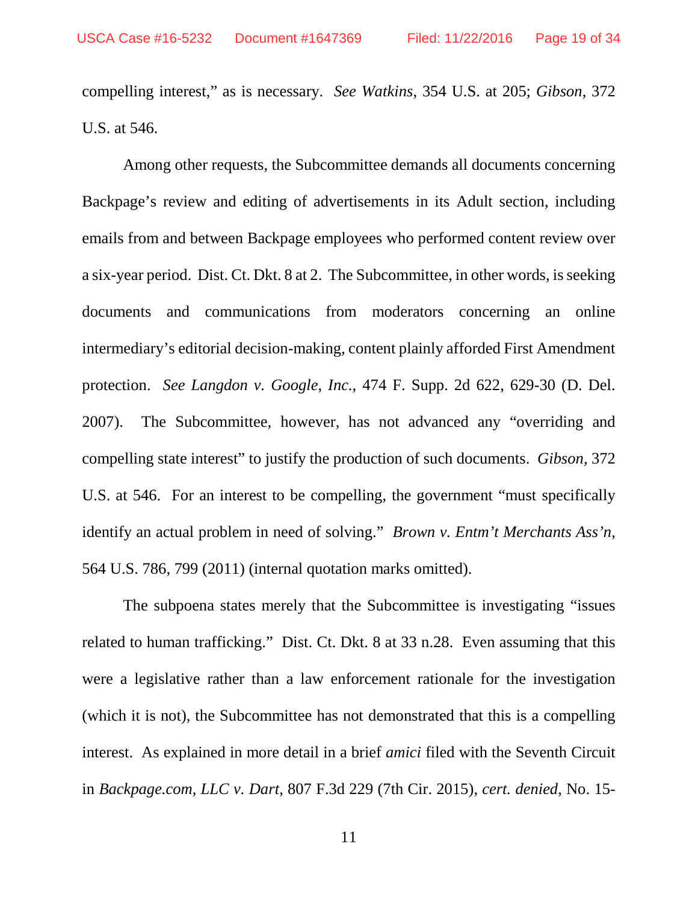compelling interest," as is necessary. *See Watkins*, 354 U.S. at 205; *Gibson*, 372 U.S. at 546.

Among other requests, the Subcommittee demands all documents concerning Backpage's review and editing of advertisements in its Adult section, including emails from and between Backpage employees who performed content review over a six-year period. Dist. Ct. Dkt. 8 at 2. The Subcommittee, in other words, is seeking documents and communications from moderators concerning an online intermediary's editorial decision-making, content plainly afforded First Amendment protection. *See Langdon v. Google, Inc.*, 474 F. Supp. 2d 622, 629-30 (D. Del. 2007). The Subcommittee, however, has not advanced any "overriding and compelling state interest" to justify the production of such documents. *Gibson,* 372 U.S. at 546. For an interest to be compelling, the government "must specifically identify an actual problem in need of solving." *Brown v. Entm't Merchants Ass'n,* 564 U.S. 786, 799 (2011) (internal quotation marks omitted).

The subpoena states merely that the Subcommittee is investigating "issues related to human trafficking." Dist. Ct. Dkt. 8 at 33 n.28. Even assuming that this were a legislative rather than a law enforcement rationale for the investigation (which it is not), the Subcommittee has not demonstrated that this is a compelling interest. As explained in more detail in a brief *amici* filed with the Seventh Circuit in *Backpage.com, LLC v. Dart*, 807 F.3d 229 (7th Cir. 2015), *cert. denied*, No. 15-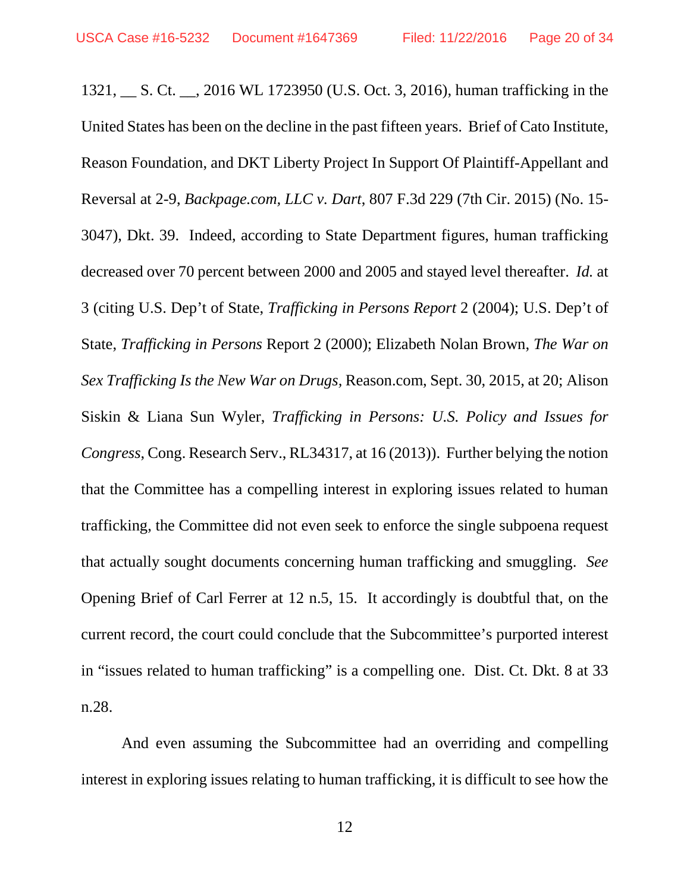1321, __ S. Ct. __, 2016 WL 1723950 (U.S. Oct. 3, 2016), human trafficking in the United States has been on the decline in the past fifteen years. Brief of Cato Institute, Reason Foundation, and DKT Liberty Project In Support Of Plaintiff-Appellant and Reversal at 2-9, *Backpage.com, LLC v. Dart*, 807 F.3d 229 (7th Cir. 2015) (No. 15-3047), Dkt. 39. Indeed, according to State Department figures, human trafficking decreased over 70 percent between 2000 and 2005 and stayed level thereafter. *Id.* at 3 (citing U.S. Dep't of State, *Trafficking in Persons Report* 2 (2004); U.S. Dep't of State, *Trafficking in Persons* Report 2 (2000); Elizabeth Nolan Brown, *The War on Sex Trafficking Is the New War on Drugs*, Reason.com, Sept. 30, 2015, at 20; Alison Siskin & Liana Sun Wyler, *Trafficking in Persons: U.S. Policy and Issues for Congress*, Cong. Research Serv., RL34317, at 16 (2013)). Further belying the notion that the Committee has a compelling interest in exploring issues related to human trafficking, the Committee did not even seek to enforce the single subpoena request that actually sought documents concerning human trafficking and smuggling. *See* Opening Brief of Carl Ferrer at 12 n.5, 15. It accordingly is doubtful that, on the current record, the court could conclude that the Subcommittee's purported interest in "issues related to human trafficking" is a compelling one. Dist. Ct. Dkt. 8 at 33 n.28.

And even assuming the Subcommittee had an overriding and compelling interest in exploring issues relating to human trafficking, it is difficult to see how the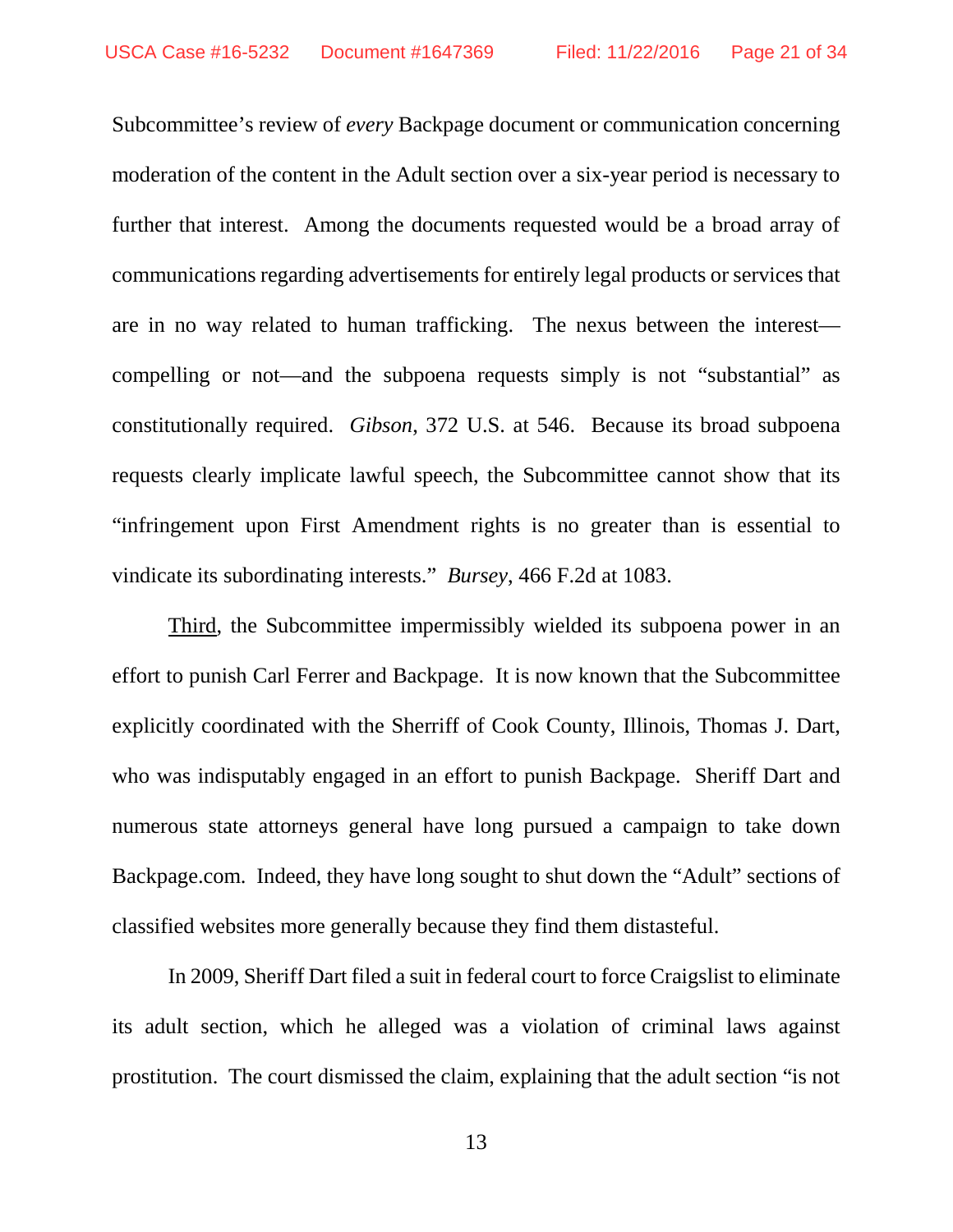Subcommittee's review of *every* Backpage document or communication concerning moderation of the content in the Adult section over a six-year period is necessary to further that interest. Among the documents requested would be a broad array of communications regarding advertisements for entirely legal products or services that are in no way related to human trafficking. The nexus between the interest—compelling or not—and the subpoena requests simply is not "substantial" as constitutionally required. *Gibson*, 372 U.S. at 546. Because its broad subpoena requests clearly implicate lawful speech, the Subcommittee cannot show that its "infringement upon First Amendment rights is no greater than is essential to vindicate its subordinating interests." *Bursey*, 466 F.2d at 1083.

Third, the Subcommittee impermissibly wielded its subpoena power in an effort to punish Carl Ferrer and Backpage. It is now known that the Subcommittee explicitly coordinated with the Sherriff of Cook County, Illinois, Thomas J. Dart, who was indisputably engaged in an effort to punish Backpage. Sheriff Dart and numerous state attorneys general have long pursued a campaign to take down Backpage.com. Indeed, they have long sought to shut down the "Adult" sections of classified websites more generally because they find them distasteful.

In 2009, Sheriff Dart filed a suit in federal court to force Craigslist to eliminate its adult section, which he alleged was a violation of criminal laws against prostitution. The court dismissed the claim, explaining that the adult section "is not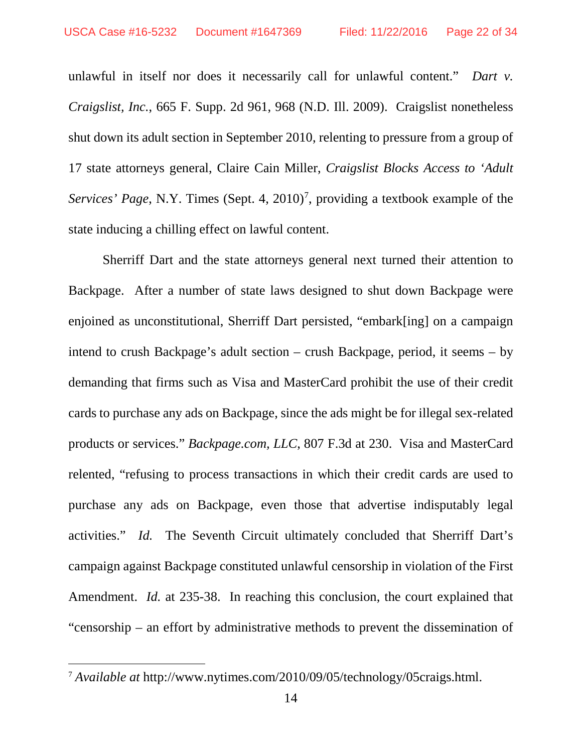unlawful in itself nor does it necessarily call for unlawful content." *Dart v. Craigslist, Inc.*, 665 F. Supp. 2d 961, 968 (N.D. Ill. 2009). Craigslist nonetheless shut down its adult section in September 2010, relenting to pressure from a group of 17 state attorneys general, Claire Cain Miller, *Craigslist Blocks Access to 'Adult Services' Page*, N.Y. Times (Sept. 4, 2010)[7], providing a textbook example of the state inducing a chilling effect on lawful content.

Sherriff Dart and the state attorneys general next turned their attention to Backpage. After a number of state laws designed to shut down Backpage were enjoined as unconstitutional, Sherriff Dart persisted, "embark[ing] on a campaign intend to crush Backpage's adult section – crush Backpage, period, it seems – by demanding that firms such as Visa and MasterCard prohibit the use of their credit cards to purchase any ads on Backpage, since the ads might be for illegal sex-related products or services." *Backpage.com, LLC*, 807 F.3d at 230. Visa and MasterCard relented, "refusing to process transactions in which their credit cards are used to purchase any ads on Backpage, even those that advertise indisputably legal activities." *Id.* The Seventh Circuit ultimately concluded that Sherriff Dart's campaign against Backpage constituted unlawful censorship in violation of the First Amendment. *Id.* at 235-38. In reaching this conclusion, the court explained that "censorship – an effort by administrative methods to prevent the dissemination of

---

[7] *Available at* http://www.nytimes.com/2010/09/05/technology/05craigs.html.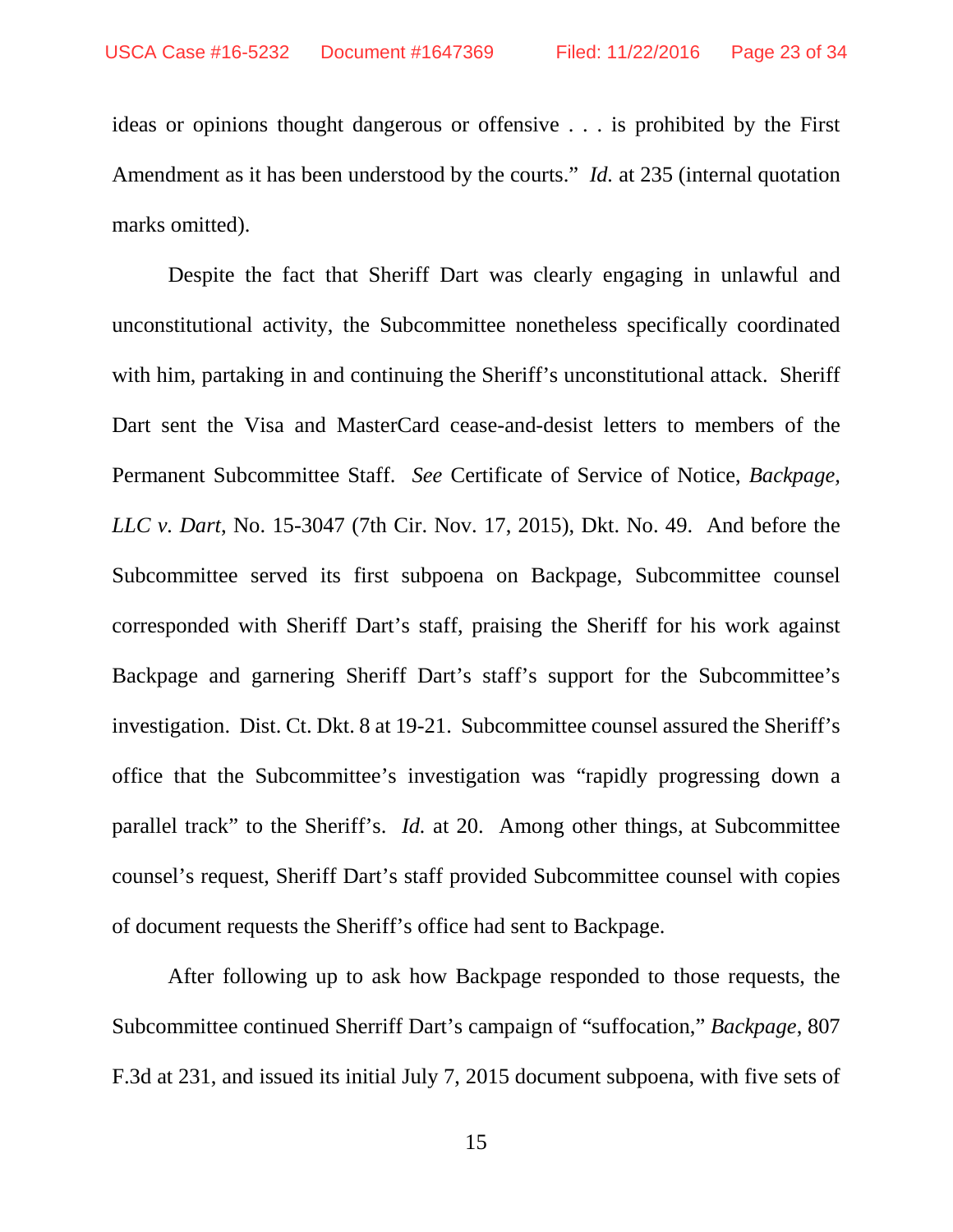ideas or opinions thought dangerous or offensive . . . is prohibited by the First Amendment as it has been understood by the courts." *Id.* at 235 (internal quotation marks omitted).

Despite the fact that Sheriff Dart was clearly engaging in unlawful and unconstitutional activity, the Subcommittee nonetheless specifically coordinated with him, partaking in and continuing the Sheriff's unconstitutional attack. Sheriff Dart sent the Visa and MasterCard cease-and-desist letters to members of the Permanent Subcommittee Staff. *See* Certificate of Service of Notice, *Backpage, LLC v. Dart*, No. 15-3047 (7th Cir. Nov. 17, 2015), Dkt. No. 49. And before the Subcommittee served its first subpoena on Backpage, Subcommittee counsel corresponded with Sheriff Dart's staff, praising the Sheriff for his work against Backpage and garnering Sheriff Dart's staff's support for the Subcommittee's investigation. Dist. Ct. Dkt. 8 at 19-21. Subcommittee counsel assured the Sheriff's office that the Subcommittee's investigation was "rapidly progressing down a parallel track" to the Sheriff's. *Id.* at 20. Among other things, at Subcommittee counsel's request, Sheriff Dart's staff provided Subcommittee counsel with copies of document requests the Sheriff's office had sent to Backpage.

After following up to ask how Backpage responded to those requests, the Subcommittee continued Sherriff Dart's campaign of "suffocation," *Backpage*, 807 F.3d at 231, and issued its initial July 7, 2015 document subpoena, with five sets of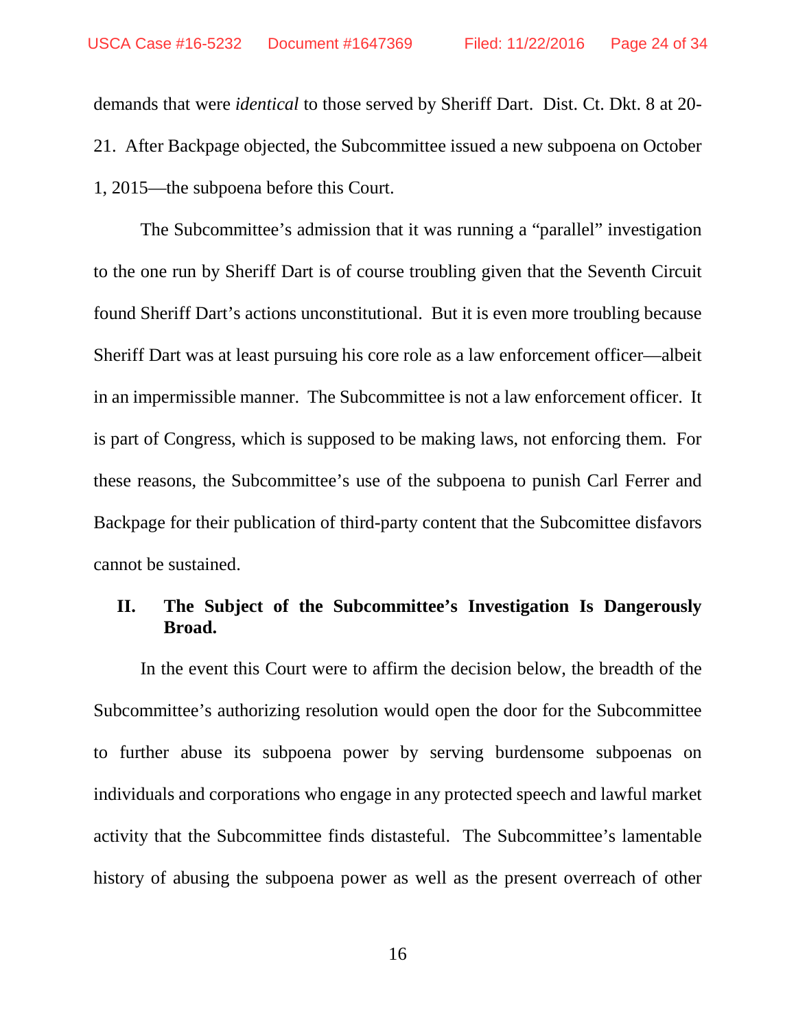demands that were *identical* to those served by Sheriff Dart. Dist. Ct. Dkt. 8 at 20-21. After Backpage objected, the Subcommittee issued a new subpoena on October 1, 2015—the subpoena before this Court.

The Subcommittee's admission that it was running a "parallel" investigation to the one run by Sheriff Dart is of course troubling given that the Seventh Circuit found Sheriff Dart's actions unconstitutional. But it is even more troubling because Sheriff Dart was at least pursuing his core role as a law enforcement officer—albeit in an impermissible manner. The Subcommittee is not a law enforcement officer. It is part of Congress, which is supposed to be making laws, not enforcing them. For these reasons, the Subcommittee's use of the subpoena to punish Carl Ferrer and Backpage for their publication of third-party content that the Subcomittee disfavors cannot be sustained.

## II. The Subject of the Subcommittee's Investigation Is Dangerously Broad.

In the event this Court were to affirm the decision below, the breadth of the Subcommittee's authorizing resolution would open the door for the Subcommittee to further abuse its subpoena power by serving burdensome subpoenas on individuals and corporations who engage in any protected speech and lawful market activity that the Subcommittee finds distasteful. The Subcommittee's lamentable history of abusing the subpoena power as well as the present overreach of other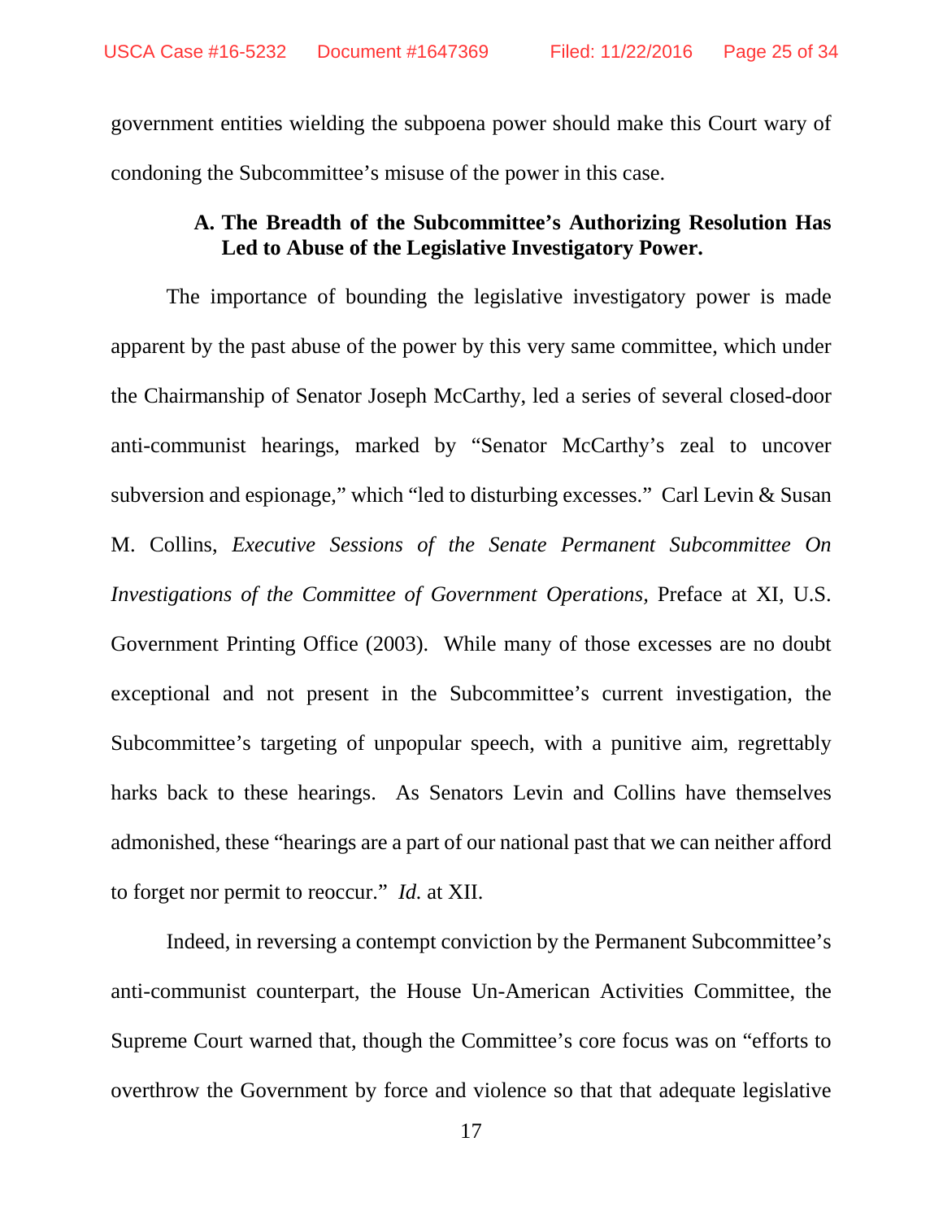government entities wielding the subpoena power should make this Court wary of condoning the Subcommittee's misuse of the power in this case.

### A. The Breadth of the Subcommittee's Authorizing Resolution Has Led to Abuse of the Legislative Investigatory Power.

The importance of bounding the legislative investigatory power is made apparent by the past abuse of the power by this very same committee, which under the Chairmanship of Senator Joseph McCarthy, led a series of several closed-door anti-communist hearings, marked by "Senator McCarthy's zeal to uncover subversion and espionage," which "led to disturbing excesses." Carl Levin & Susan M. Collins, *Executive Sessions of the Senate Permanent Subcommittee On Investigations of the Committee of Government Operations*, Preface at XI, U.S. Government Printing Office (2003). While many of those excesses are no doubt exceptional and not present in the Subcommittee's current investigation, the Subcommittee's targeting of unpopular speech, with a punitive aim, regrettably harks back to these hearings. As Senators Levin and Collins have themselves admonished, these "hearings are a part of our national past that we can neither afford to forget nor permit to reoccur." *Id.* at XII.

Indeed, in reversing a contempt conviction by the Permanent Subcommittee's anti-communist counterpart, the House Un-American Activities Committee, the Supreme Court warned that, though the Committee's core focus was on "efforts to overthrow the Government by force and violence so that that adequate legislative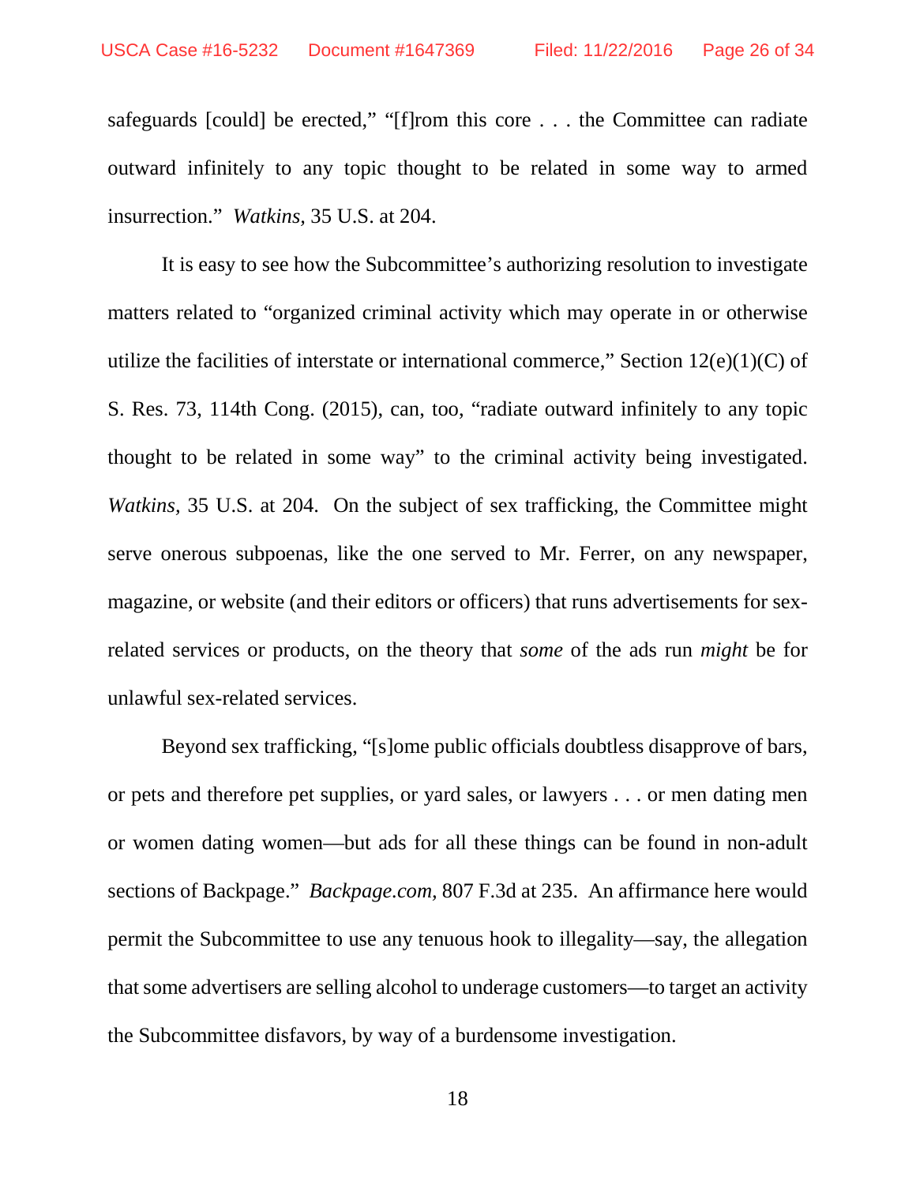safeguards [could] be erected," "[f]rom this core . . . the Committee can radiate outward infinitely to any topic thought to be related in some way to armed insurrection." *Watkins,* 35 U.S. at 204.

It is easy to see how the Subcommittee's authorizing resolution to investigate matters related to "organized criminal activity which may operate in or otherwise utilize the facilities of interstate or international commerce," Section 12(e)(1)(C) of S. Res. 73, 114th Cong. (2015), can, too, "radiate outward infinitely to any topic thought to be related in some way" to the criminal activity being investigated. *Watkins,* 35 U.S. at 204. On the subject of sex trafficking, the Committee might serve onerous subpoenas, like the one served to Mr. Ferrer, on any newspaper, magazine, or website (and their editors or officers) that runs advertisements for sex-related services or products, on the theory that *some* of the ads run *might* be for unlawful sex-related services.

Beyond sex trafficking, "[s]ome public officials doubtless disapprove of bars, or pets and therefore pet supplies, or yard sales, or lawyers . . . or men dating men or women dating women—but ads for all these things can be found in non-adult sections of Backpage." *Backpage.com,* 807 F.3d at 235. An affirmance here would permit the Subcommittee to use any tenuous hook to illegality—say, the allegation that some advertisers are selling alcohol to underage customers—to target an activity the Subcommittee disfavors, by way of a burdensome investigation.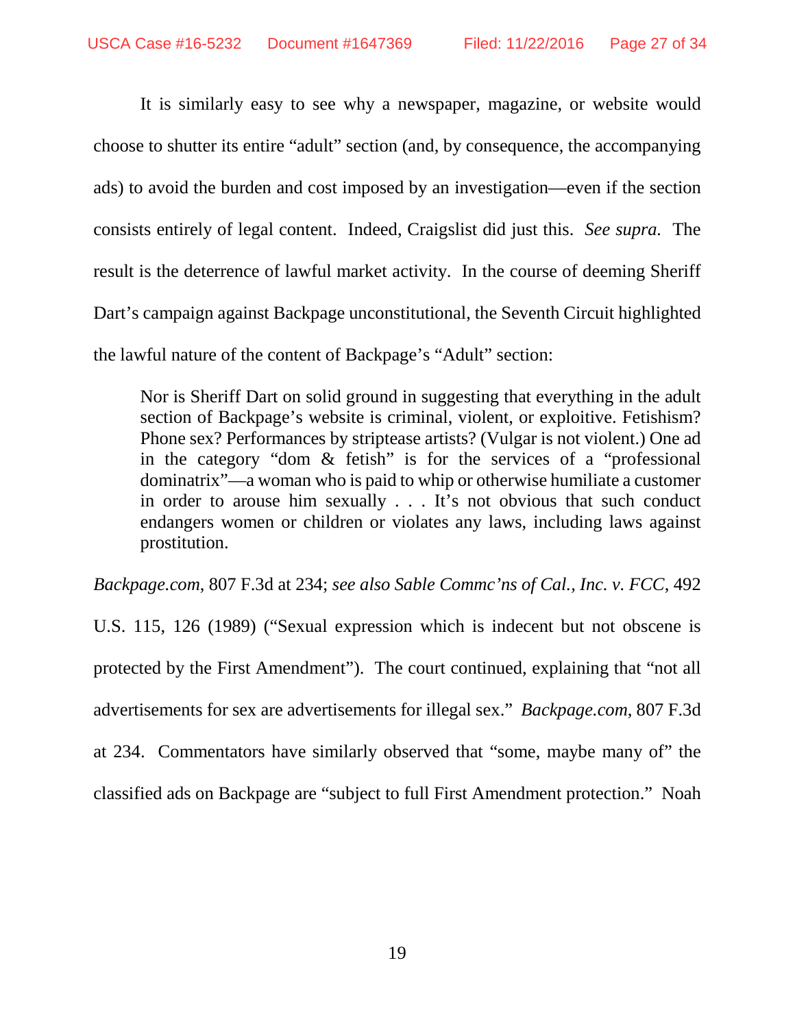It is similarly easy to see why a newspaper, magazine, or website would choose to shutter its entire "adult" section (and, by consequence, the accompanying ads) to avoid the burden and cost imposed by an investigation—even if the section consists entirely of legal content. Indeed, Craigslist did just this. *See supra.* The result is the deterrence of lawful market activity. In the course of deeming Sheriff Dart's campaign against Backpage unconstitutional, the Seventh Circuit highlighted the lawful nature of the content of Backpage's "Adult" section:

> Nor is Sheriff Dart on solid ground in suggesting that everything in the adult section of Backpage's website is criminal, violent, or exploitive. Fetishism? Phone sex? Performances by striptease artists? (Vulgar is not violent.) One ad in the category "dom & fetish" is for the services of a "professional dominatrix"—a woman who is paid to whip or otherwise humiliate a customer in order to arouse him sexually . . . It's not obvious that such conduct endangers women or children or violates any laws, including laws against prostitution.

*Backpage.com*, 807 F.3d at 234; *see also Sable Commc'ns of Cal., Inc. v. FCC*, 492 U.S. 115, 126 (1989) ("Sexual expression which is indecent but not obscene is protected by the First Amendment"). The court continued, explaining that "not all advertisements for sex are advertisements for illegal sex." *Backpage.com*, 807 F.3d at 234. Commentators have similarly observed that "some, maybe many of" the classified ads on Backpage are "subject to full First Amendment protection." Noah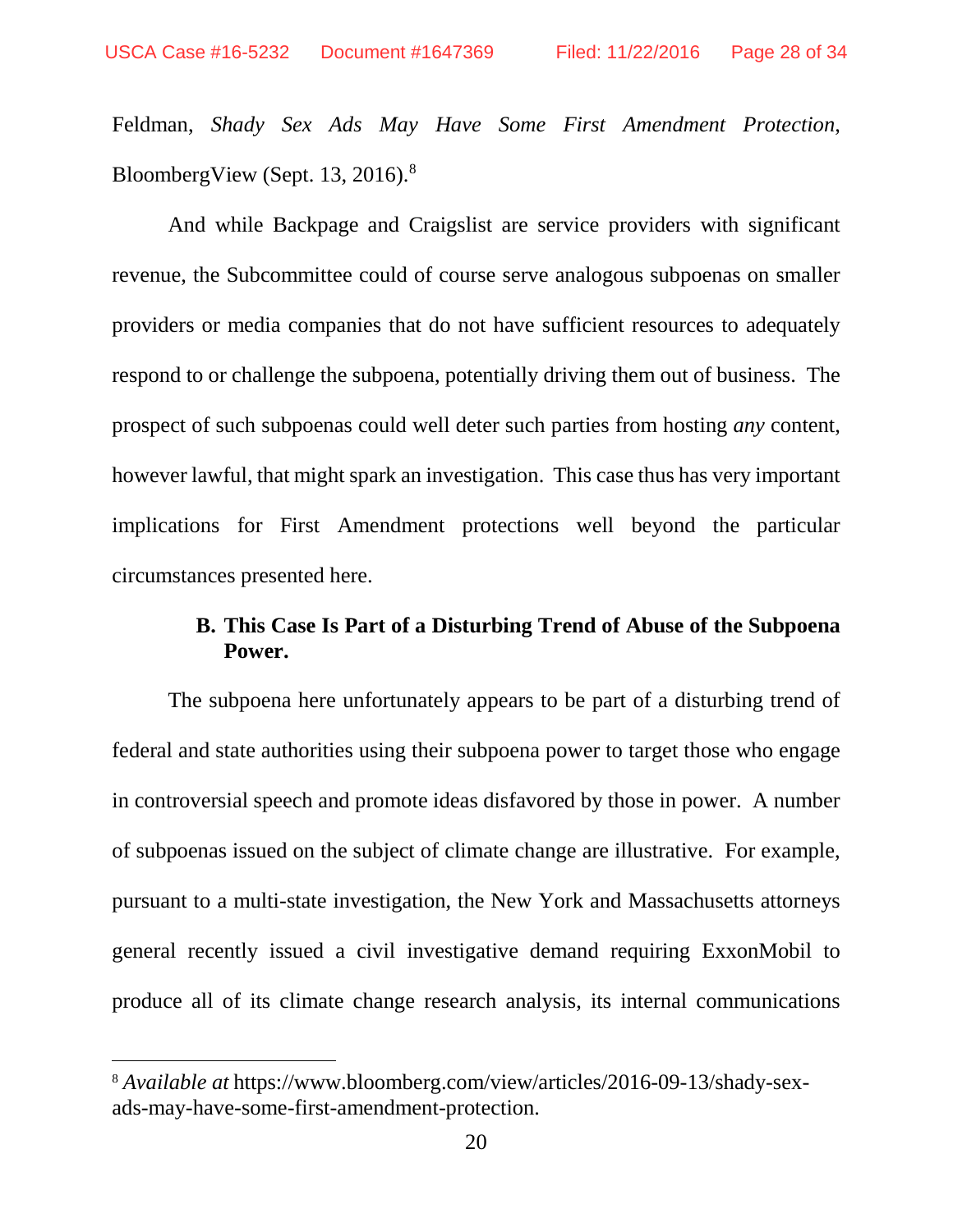Feldman, *Shady Sex Ads May Have Some First Amendment Protection*, BloombergView (Sept. 13, 2016).[8]

And while Backpage and Craigslist are service providers with significant revenue, the Subcommittee could of course serve analogous subpoenas on smaller providers or media companies that do not have sufficient resources to adequately respond to or challenge the subpoena, potentially driving them out of business. The prospect of such subpoenas could well deter such parties from hosting *any* content, however lawful, that might spark an investigation. This case thus has very important implications for First Amendment protections well beyond the particular circumstances presented here.

### B. This Case Is Part of a Disturbing Trend of Abuse of the Subpoena Power.

The subpoena here unfortunately appears to be part of a disturbing trend of federal and state authorities using their subpoena power to target those who engage in controversial speech and promote ideas disfavored by those in power. A number of subpoenas issued on the subject of climate change are illustrative. For example, pursuant to a multi-state investigation, the New York and Massachusetts attorneys general recently issued a civil investigative demand requiring ExxonMobil to produce all of its climate change research analysis, its internal communications

---

[8] *Available at* https://www.bloomberg.com/view/articles/2016-09-13/shady-sex-ads-may-have-some-first-amendment-protection.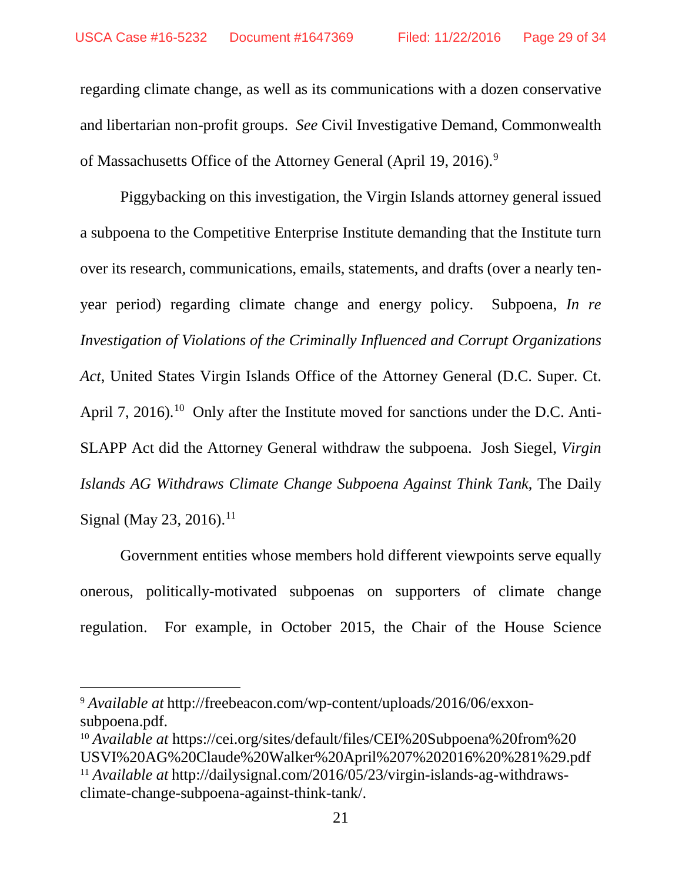regarding climate change, as well as its communications with a dozen conservative and libertarian non-profit groups. *See* Civil Investigative Demand, Commonwealth of Massachusetts Office of the Attorney General (April 19, 2016).[9]

Piggybacking on this investigation, the Virgin Islands attorney general issued a subpoena to the Competitive Enterprise Institute demanding that the Institute turn over its research, communications, emails, statements, and drafts (over a nearly ten-year period) regarding climate change and energy policy. Subpoena, *In re Investigation of Violations of the Criminally Influenced and Corrupt Organizations Act*, United States Virgin Islands Office of the Attorney General (D.C. Super. Ct. April 7, 2016).[10] Only after the Institute moved for sanctions under the D.C. Anti-SLAPP Act did the Attorney General withdraw the subpoena. Josh Siegel, *Virgin Islands AG Withdraws Climate Change Subpoena Against Think Tank*, The Daily Signal (May 23, 2016).[11]

Government entities whose members hold different viewpoints serve equally onerous, politically-motivated subpoenas on supporters of climate change regulation. For example, in October 2015, the Chair of the House Science

---

[9] *Available at* http://freebeacon.com/wp-content/uploads/2016/06/exxon-subpoena.pdf.

[10] *Available at* https://cei.org/sites/default/files/CEI%20Subpoena%20from%20USVI%20AG%20Claude%20Walker%20April%207%202016%20%281%29.pdf

[11] *Available at* http://dailysignal.com/2016/05/23/virgin-islands-ag-withdraws-climate-change-subpoena-against-think-tank/.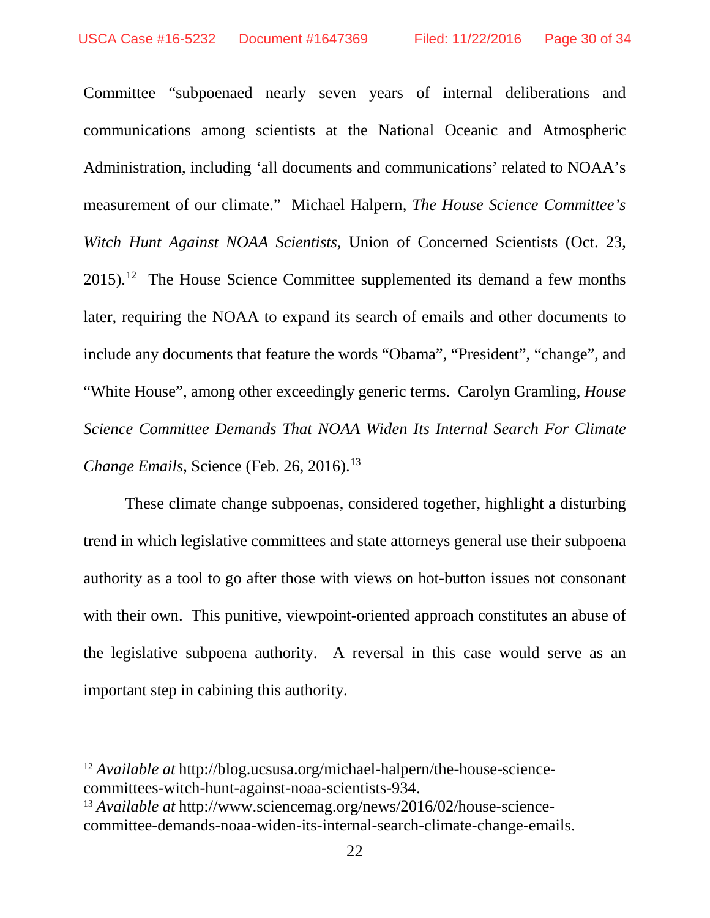Committee "subpoenaed nearly seven years of internal deliberations and communications among scientists at the National Oceanic and Atmospheric Administration, including 'all documents and communications' related to NOAA's measurement of our climate." Michael Halpern, *The House Science Committee's Witch Hunt Against NOAA Scientists*, Union of Concerned Scientists (Oct. 23, 2015).[12] The House Science Committee supplemented its demand a few months later, requiring the NOAA to expand its search of emails and other documents to include any documents that feature the words "Obama", "President", "change", and "White House", among other exceedingly generic terms. Carolyn Gramling, *House Science Committee Demands That NOAA Widen Its Internal Search For Climate Change Emails*, Science (Feb. 26, 2016).[13]

These climate change subpoenas, considered together, highlight a disturbing trend in which legislative committees and state attorneys general use their subpoena authority as a tool to go after those with views on hot-button issues not consonant with their own. This punitive, viewpoint-oriented approach constitutes an abuse of the legislative subpoena authority. A reversal in this case would serve as an important step in cabining this authority.

---

[12] *Available at* http://blog.ucsusa.org/michael-halpern/the-house-science-committees-witch-hunt-against-noaa-scientists-934.

[13] *Available at* http://www.sciencemag.org/news/2016/02/house-science-committee-demands-noaa-widen-its-internal-search-climate-change-emails.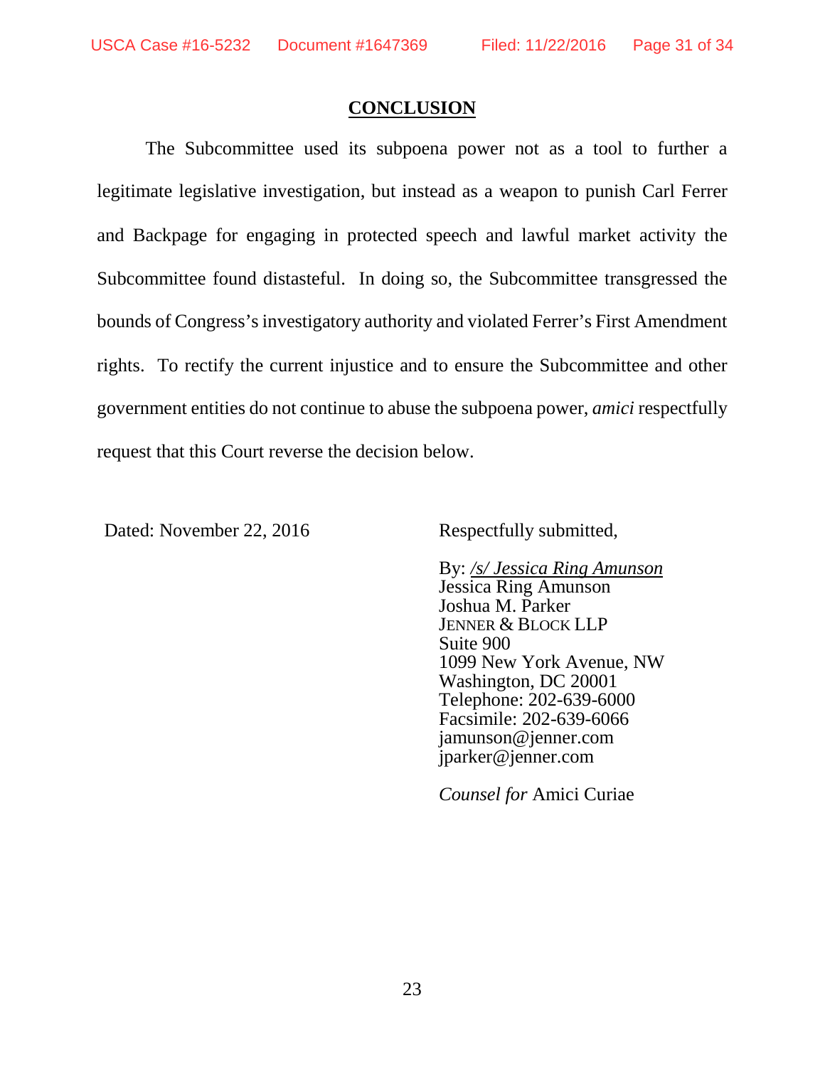## CONCLUSION

The Subcommittee used its subpoena power not as a tool to further a legitimate legislative investigation, but instead as a weapon to punish Carl Ferrer and Backpage for engaging in protected speech and lawful market activity the Subcommittee found distasteful. In doing so, the Subcommittee transgressed the bounds of Congress's investigatory authority and violated Ferrer's First Amendment rights. To rectify the current injustice and to ensure the Subcommittee and other government entities do not continue to abuse the subpoena power, *amici* respectfully request that this Court reverse the decision below.

Dated: November 22, 2016

Respectfully submitted,

By: /s/ *Jessica Ring Amunson*
Jessica Ring Amunson
Joshua M. Parker
JENNER & BLOCK LLP
Suite 900
1099 New York Avenue, NW
Washington, DC 20001
Telephone: 202-639-6000
Facsimile: 202-639-6066
jamunson@jenner.com
jparker@jenner.com

*Counsel for* Amici Curiae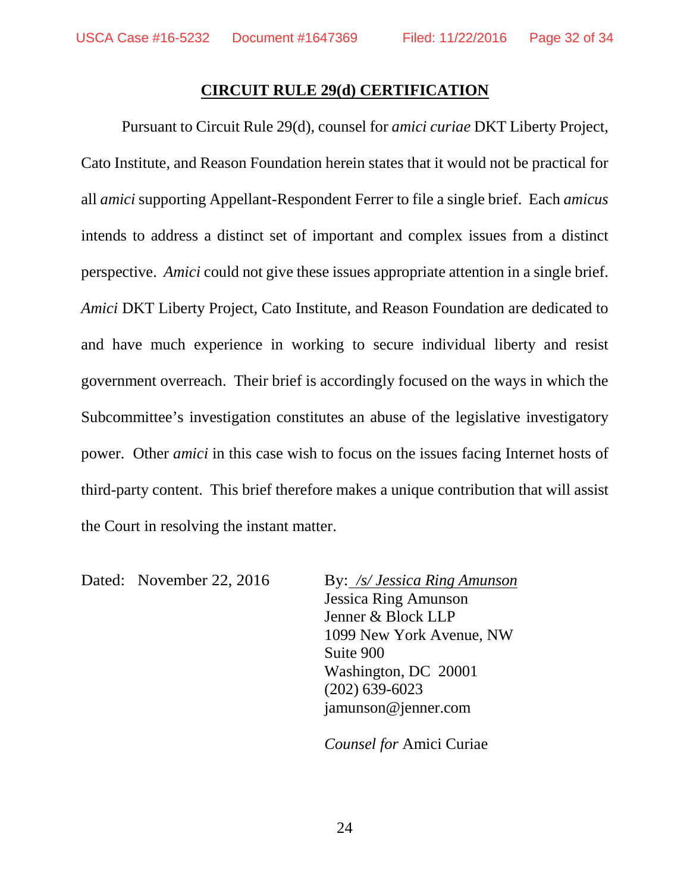## CIRCUIT RULE 29(d) CERTIFICATION

Pursuant to Circuit Rule 29(d), counsel for *amici curiae* DKT Liberty Project, Cato Institute, and Reason Foundation herein states that it would not be practical for all *amici* supporting Appellant-Respondent Ferrer to file a single brief. Each *amicus* intends to address a distinct set of important and complex issues from a distinct perspective. *Amici* could not give these issues appropriate attention in a single brief. *Amici* DKT Liberty Project, Cato Institute, and Reason Foundation are dedicated to and have much experience in working to secure individual liberty and resist government overreach. Their brief is accordingly focused on the ways in which the Subcommittee's investigation constitutes an abuse of the legislative investigatory power. Other *amici* in this case wish to focus on the issues facing Internet hosts of third-party content. This brief therefore makes a unique contribution that will assist the Court in resolving the instant matter.

Dated: November 22, 2016

By: */s/ Jessica Ring Amunson*
Jessica Ring Amunson
Jenner & Block LLP
1099 New York Avenue, NW
Suite 900
Washington, DC 20001
(202) 639-6023
jamunson@jenner.com

*Counsel for* Amici Curiae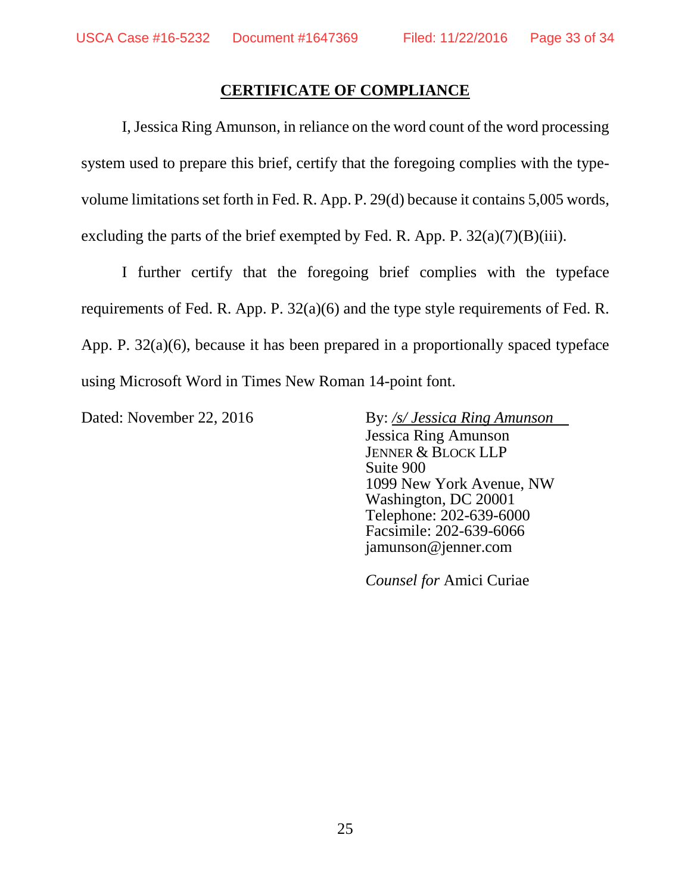# CERTIFICATE OF COMPLIANCE

I, Jessica Ring Amunson, in reliance on the word count of the word processing system used to prepare this brief, certify that the foregoing complies with the type-volume limitations set forth in Fed. R. App. P. 29(d) because it contains 5,005 words, excluding the parts of the brief exempted by Fed. R. App. P. 32(a)(7)(B)(iii).

I further certify that the foregoing brief complies with the typeface requirements of Fed. R. App. P. 32(a)(6) and the type style requirements of Fed. R. App. P. 32(a)(6), because it has been prepared in a proportionally spaced typeface using Microsoft Word in Times New Roman 14-point font.

Dated: November 22, 2016

By: */s/ Jessica Ring Amunson*
Jessica Ring Amunson
JENNER & BLOCK LLP
Suite 900
1099 New York Avenue, NW
Washington, DC 20001
Telephone: 202-639-6000
Facsimile: 202-639-6066
jamunson@jenner.com

*Counsel for* Amici Curiae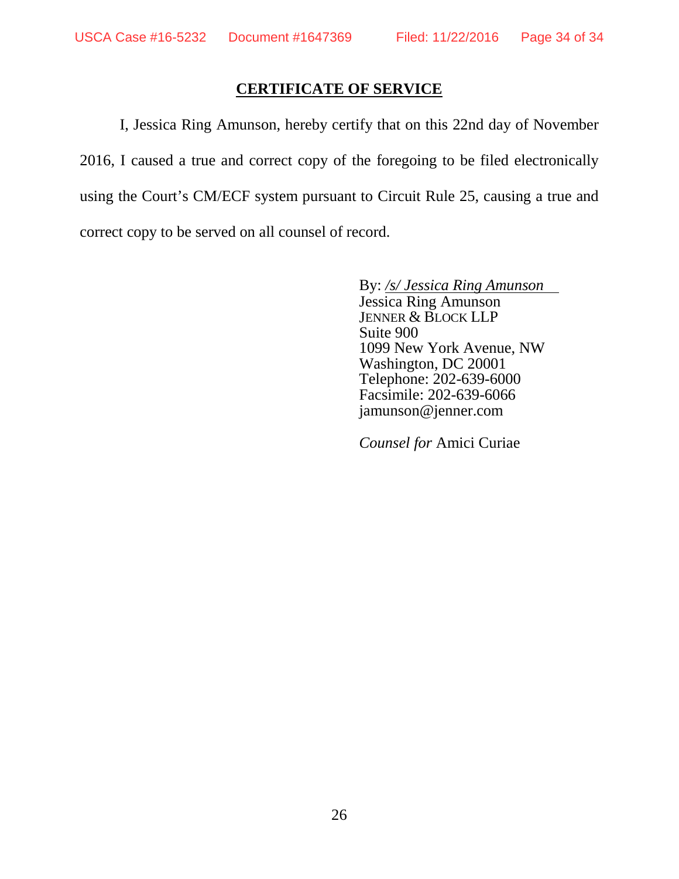## CERTIFICATE OF SERVICE

I, Jessica Ring Amunson, hereby certify that on this 22nd day of November 2016, I caused a true and correct copy of the foregoing to be filed electronically using the Court's CM/ECF system pursuant to Circuit Rule 25, causing a true and correct copy to be served on all counsel of record.

By: */s/ Jessica Ring Amunson*
Jessica Ring Amunson
JENNER & BLOCK LLP
Suite 900
1099 New York Avenue, NW
Washington, DC 20001
Telephone: 202-639-6000
Facsimile: 202-639-6066
jamunson@jenner.com

*Counsel for* Amici Curiae